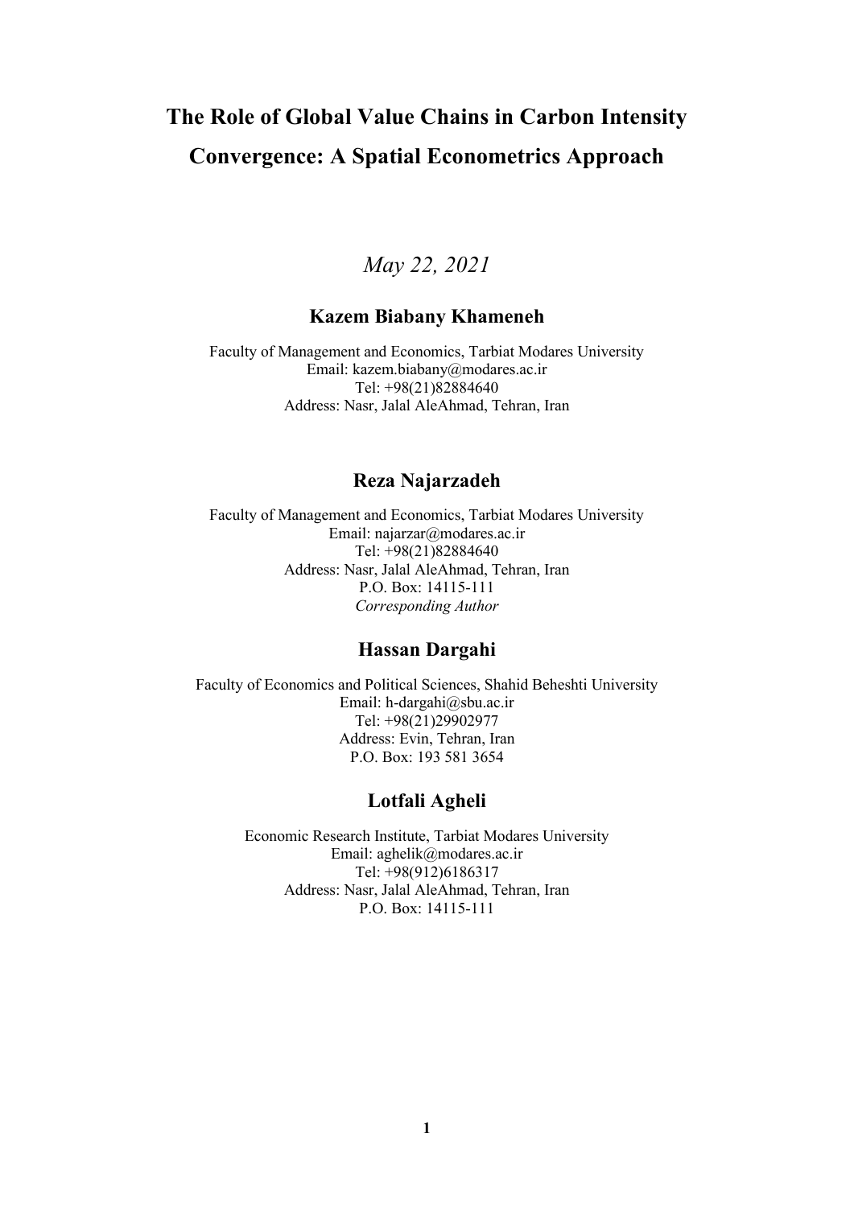# The Role of Global Value Chains in Carbon Intensity Convergence: A Spatial Econometrics Approach

*May 22, 2021*

**Kazem Biabany Khameneh**

Faculty of Management and Economics, Tarbiat Modares University
Email: kazem.biabany@modares.ac.ir
Tel: +98(21)82884640
Address: Nasr, Jalal AleAhmad, Tehran, Iran

**Reza Najarzadeh**

Faculty of Management and Economics, Tarbiat Modares University
Email: najarzar@modares.ac.ir
Tel: +98(21)82884640
Address: Nasr, Jalal AleAhmad, Tehran, Iran
P.O. Box: 14115-111
*Corresponding Author*

**Hassan Dargahi**

Faculty of Economics and Political Sciences, Shahid Beheshti University
Email: h-dargahi@sbu.ac.ir
Tel: +98(21)29902977
Address: Evin, Tehran, Iran
P.O. Box: 193 581 3654

**Lotfali Agheli**

Economic Research Institute, Tarbiat Modares University
Email: aghelik@modares.ac.ir
Tel: +98(912)6186317
Address: Nasr, Jalal AleAhmad, Tehran, Iran
P.O. Box: 14115-111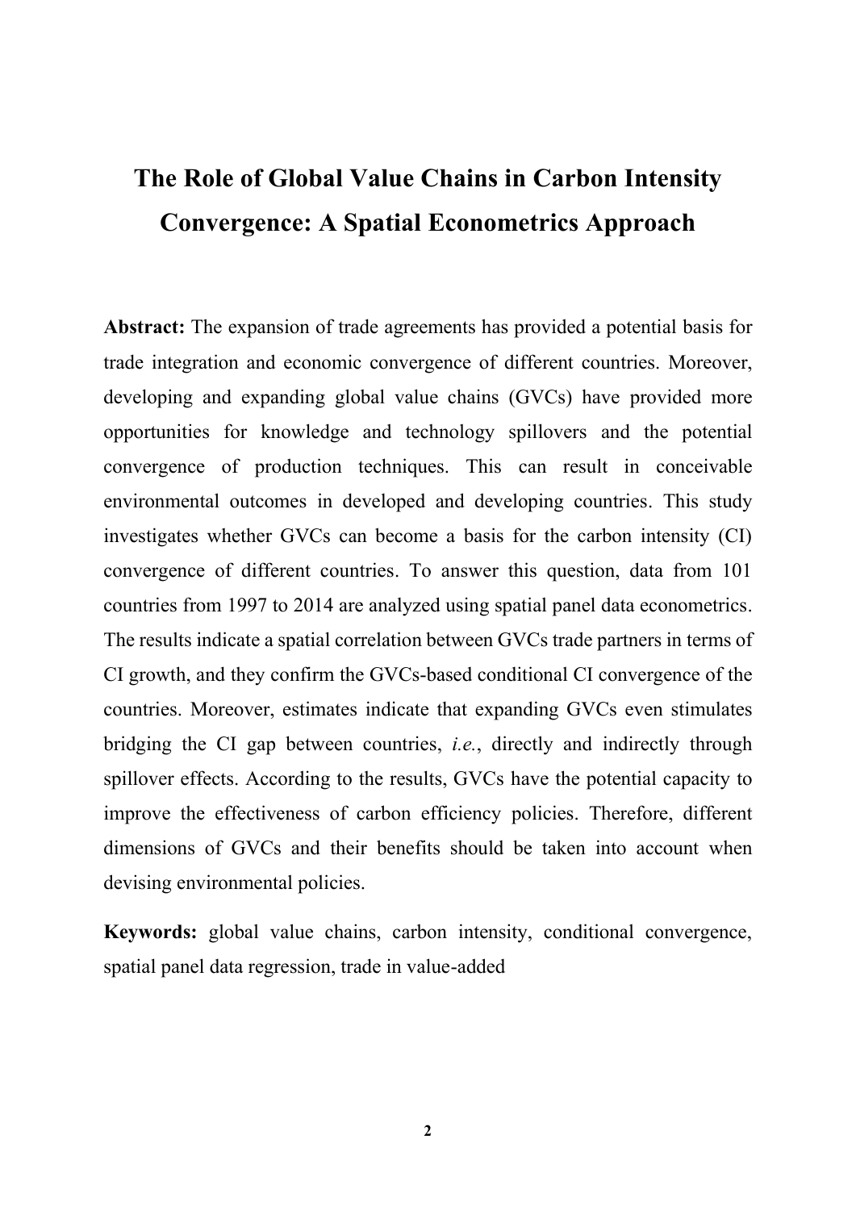# The Role of Global Value Chains in Carbon Intensity Convergence: A Spatial Econometrics Approach

**Abstract:** The expansion of trade agreements has provided a potential basis for trade integration and economic convergence of different countries. Moreover, developing and expanding global value chains (GVCs) have provided more opportunities for knowledge and technology spillovers and the potential convergence of production techniques. This can result in conceivable environmental outcomes in developed and developing countries. This study investigates whether GVCs can become a basis for the carbon intensity (CI) convergence of different countries. To answer this question, data from 101 countries from 1997 to 2014 are analyzed using spatial panel data econometrics. The results indicate a spatial correlation between GVCs trade partners in terms of CI growth, and they confirm the GVCs-based conditional CI convergence of the countries. Moreover, estimates indicate that expanding GVCs even stimulates bridging the CI gap between countries, *i.e.*, directly and indirectly through spillover effects. According to the results, GVCs have the potential capacity to improve the effectiveness of carbon efficiency policies. Therefore, different dimensions of GVCs and their benefits should be taken into account when devising environmental policies.

**Keywords:** global value chains, carbon intensity, conditional convergence, spatial panel data regression, trade in value-added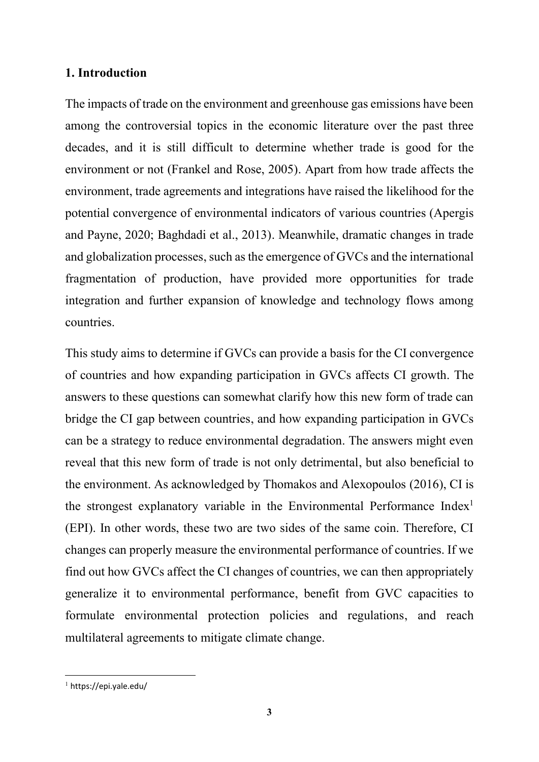## 1. Introduction

The impacts of trade on the environment and greenhouse gas emissions have been among the controversial topics in the economic literature over the past three decades, and it is still difficult to determine whether trade is good for the environment or not (Frankel and Rose, 2005). Apart from how trade affects the environment, trade agreements and integrations have raised the likelihood for the potential convergence of environmental indicators of various countries (Apergis and Payne, 2020; Baghdadi et al., 2013). Meanwhile, dramatic changes in trade and globalization processes, such as the emergence of GVCs and the international fragmentation of production, have provided more opportunities for trade integration and further expansion of knowledge and technology flows among countries.

This study aims to determine if GVCs can provide a basis for the CI convergence of countries and how expanding participation in GVCs affects CI growth. The answers to these questions can somewhat clarify how this new form of trade can bridge the CI gap between countries, and how expanding participation in GVCs can be a strategy to reduce environmental degradation. The answers might even reveal that this new form of trade is not only detrimental, but also beneficial to the environment. As acknowledged by Thomakos and Alexopoulos (2016), CI is the strongest explanatory variable in the Environmental Performance Index[1] (EPI). In other words, these two are two sides of the same coin. Therefore, CI changes can properly measure the environmental performance of countries. If we find out how GVCs affect the CI changes of countries, we can then appropriately generalize it to environmental performance, benefit from GVC capacities to formulate environmental protection policies and regulations, and reach multilateral agreements to mitigate climate change.

[1] https://epi.yale.edu/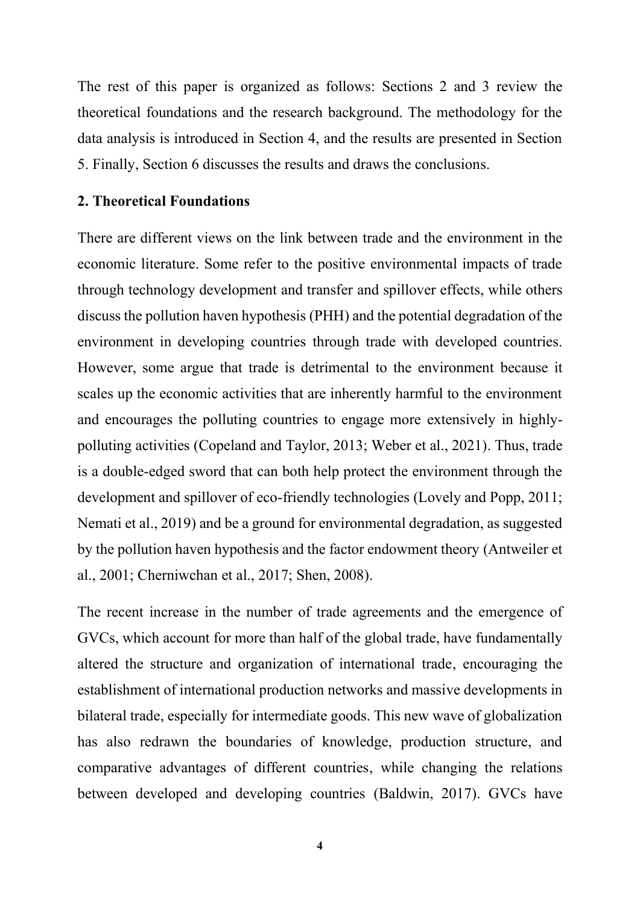The rest of this paper is organized as follows: Sections 2 and 3 review the theoretical foundations and the research background. The methodology for the data analysis is introduced in Section 4, and the results are presented in Section 5. Finally, Section 6 discusses the results and draws the conclusions.

## 2. Theoretical Foundations

There are different views on the link between trade and the environment in the economic literature. Some refer to the positive environmental impacts of trade through technology development and transfer and spillover effects, while others discuss the pollution haven hypothesis (PHH) and the potential degradation of the environment in developing countries through trade with developed countries. However, some argue that trade is detrimental to the environment because it scales up the economic activities that are inherently harmful to the environment and encourages the polluting countries to engage more extensively in highly-polluting activities (Copeland and Taylor, 2013; Weber et al., 2021). Thus, trade is a double-edged sword that can both help protect the environment through the development and spillover of eco-friendly technologies (Lovely and Popp, 2011; Nemati et al., 2019) and be a ground for environmental degradation, as suggested by the pollution haven hypothesis and the factor endowment theory (Antweiler et al., 2001; Cherniwchan et al., 2017; Shen, 2008).

The recent increase in the number of trade agreements and the emergence of GVCs, which account for more than half of the global trade, have fundamentally altered the structure and organization of international trade, encouraging the establishment of international production networks and massive developments in bilateral trade, especially for intermediate goods. This new wave of globalization has also redrawn the boundaries of knowledge, production structure, and comparative advantages of different countries, while changing the relations between developed and developing countries (Baldwin, 2017). GVCs have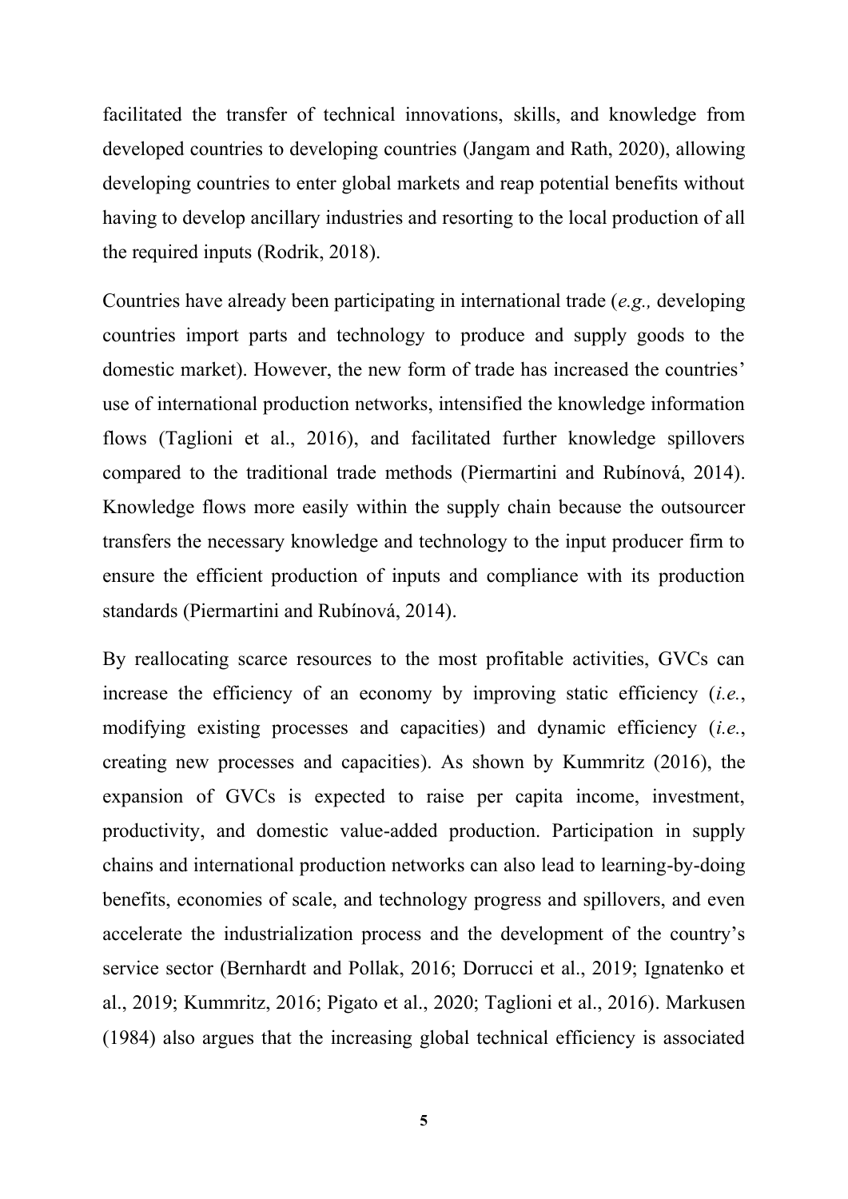facilitated the transfer of technical innovations, skills, and knowledge from developed countries to developing countries (Jangam and Rath, 2020), allowing developing countries to enter global markets and reap potential benefits without having to develop ancillary industries and resorting to the local production of all the required inputs (Rodrik, 2018).

Countries have already been participating in international trade (*e.g.,* developing countries import parts and technology to produce and supply goods to the domestic market). However, the new form of trade has increased the countries' use of international production networks, intensified the knowledge information flows (Taglioni et al., 2016), and facilitated further knowledge spillovers compared to the traditional trade methods (Piermartini and Rubínová, 2014). Knowledge flows more easily within the supply chain because the outsourcer transfers the necessary knowledge and technology to the input producer firm to ensure the efficient production of inputs and compliance with its production standards (Piermartini and Rubínová, 2014).

By reallocating scarce resources to the most profitable activities, GVCs can increase the efficiency of an economy by improving static efficiency (*i.e.*, modifying existing processes and capacities) and dynamic efficiency (*i.e.*, creating new processes and capacities). As shown by Kummritz (2016), the expansion of GVCs is expected to raise per capita income, investment, productivity, and domestic value-added production. Participation in supply chains and international production networks can also lead to learning-by-doing benefits, economies of scale, and technology progress and spillovers, and even accelerate the industrialization process and the development of the country's service sector (Bernhardt and Pollak, 2016; Dorrucci et al., 2019; Ignatenko et al., 2019; Kummritz, 2016; Pigato et al., 2020; Taglioni et al., 2016). Markusen (1984) also argues that the increasing global technical efficiency is associated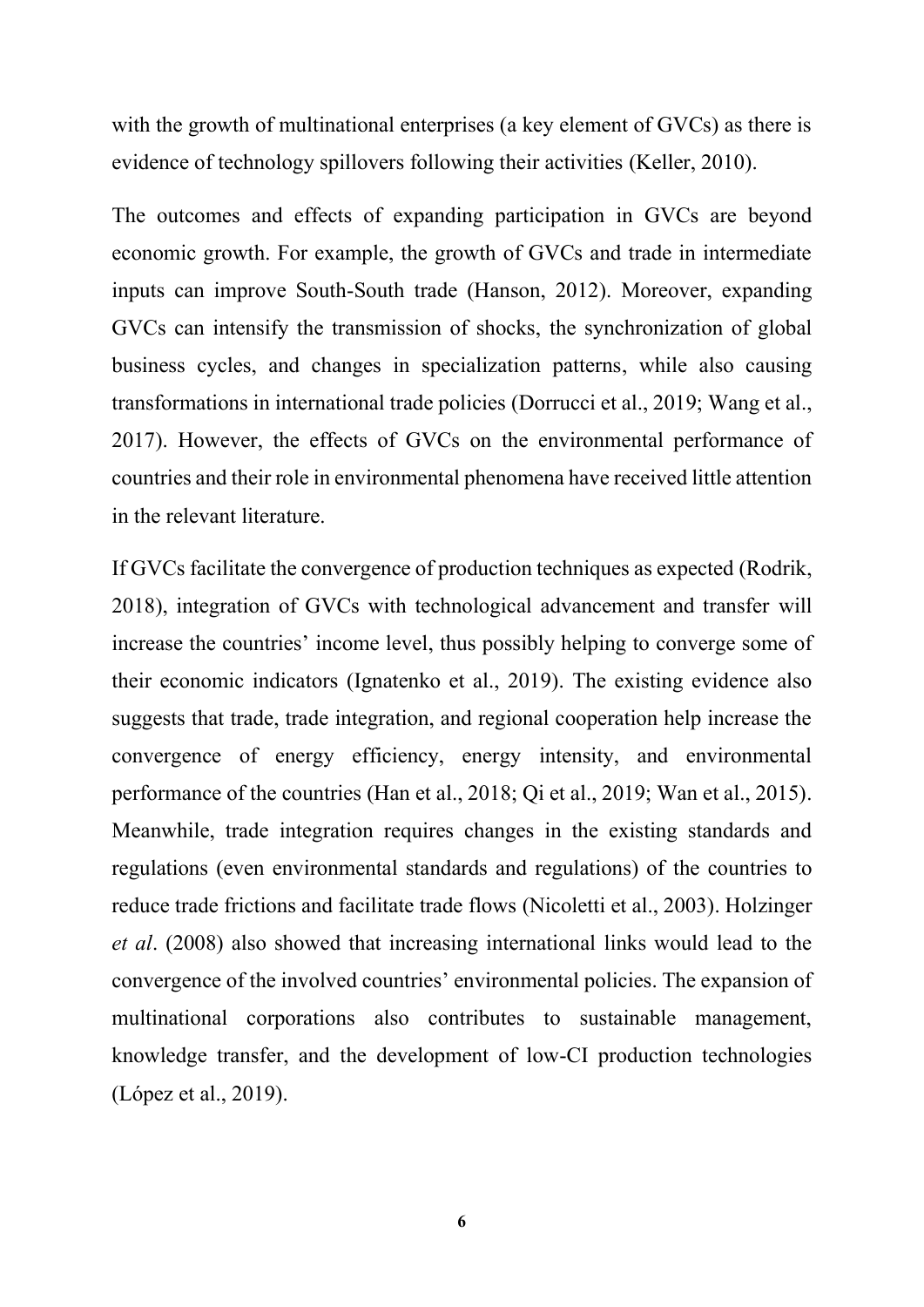with the growth of multinational enterprises (a key element of GVCs) as there is evidence of technology spillovers following their activities (Keller, 2010).

The outcomes and effects of expanding participation in GVCs are beyond economic growth. For example, the growth of GVCs and trade in intermediate inputs can improve South-South trade (Hanson, 2012). Moreover, expanding GVCs can intensify the transmission of shocks, the synchronization of global business cycles, and changes in specialization patterns, while also causing transformations in international trade policies (Dorrucci et al., 2019; Wang et al., 2017). However, the effects of GVCs on the environmental performance of countries and their role in environmental phenomena have received little attention in the relevant literature.

If GVCs facilitate the convergence of production techniques as expected (Rodrik, 2018), integration of GVCs with technological advancement and transfer will increase the countries' income level, thus possibly helping to converge some of their economic indicators (Ignatenko et al., 2019). The existing evidence also suggests that trade, trade integration, and regional cooperation help increase the convergence of energy efficiency, energy intensity, and environmental performance of the countries (Han et al., 2018; Qi et al., 2019; Wan et al., 2015). Meanwhile, trade integration requires changes in the existing standards and regulations (even environmental standards and regulations) of the countries to reduce trade frictions and facilitate trade flows (Nicoletti et al., 2003). Holzinger *et al*. (2008) also showed that increasing international links would lead to the convergence of the involved countries' environmental policies. The expansion of multinational corporations also contributes to sustainable management, knowledge transfer, and the development of low-CI production technologies (López et al., 2019).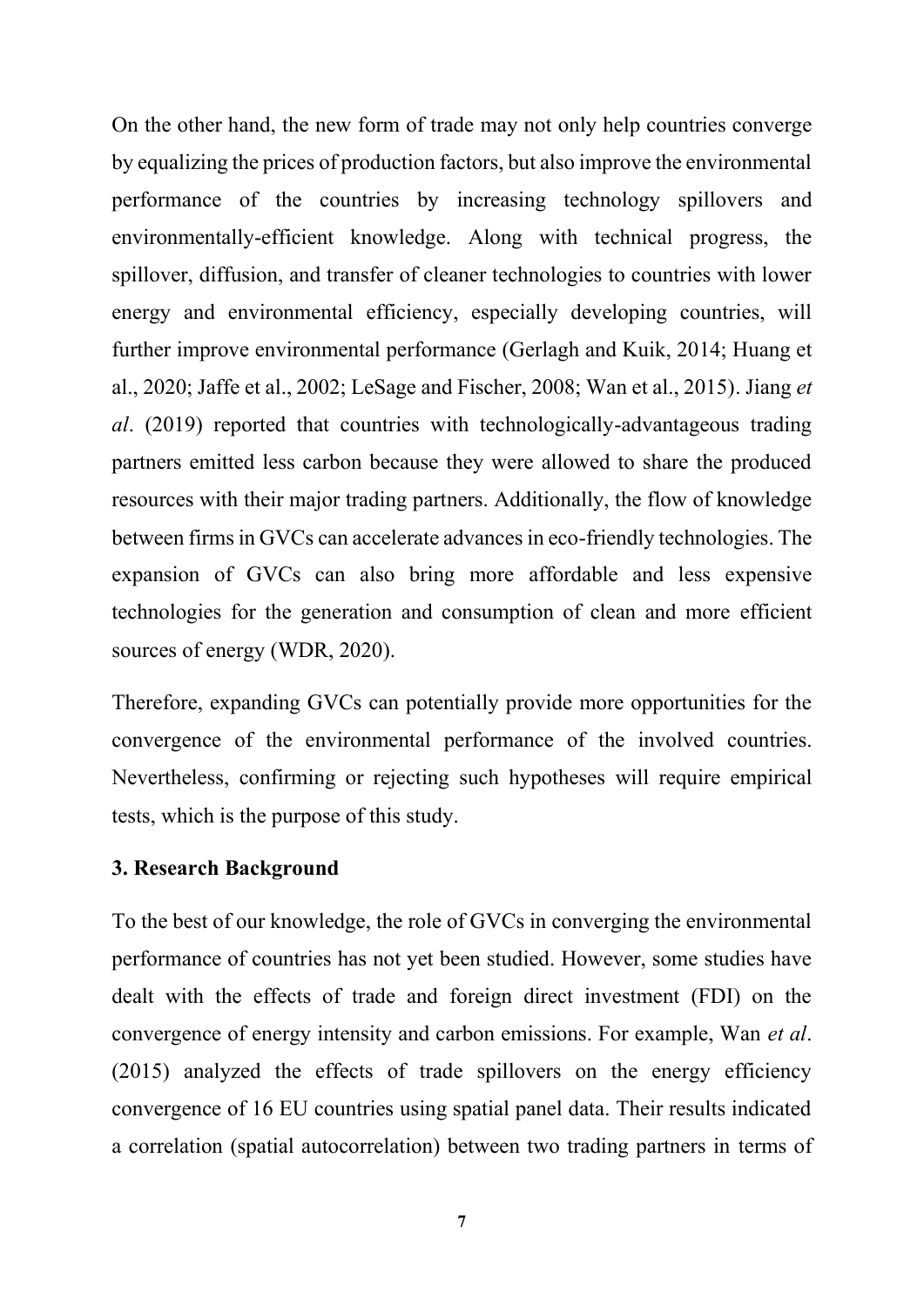On the other hand, the new form of trade may not only help countries converge by equalizing the prices of production factors, but also improve the environmental performance of the countries by increasing technology spillovers and environmentally-efficient knowledge. Along with technical progress, the spillover, diffusion, and transfer of cleaner technologies to countries with lower energy and environmental efficiency, especially developing countries, will further improve environmental performance (Gerlagh and Kuik, 2014; Huang et al., 2020; Jaffe et al., 2002; LeSage and Fischer, 2008; Wan et al., 2015). Jiang *et al*. (2019) reported that countries with technologically-advantageous trading partners emitted less carbon because they were allowed to share the produced resources with their major trading partners. Additionally, the flow of knowledge between firms in GVCs can accelerate advances in eco-friendly technologies. The expansion of GVCs can also bring more affordable and less expensive technologies for the generation and consumption of clean and more efficient sources of energy (WDR, 2020).

Therefore, expanding GVCs can potentially provide more opportunities for the convergence of the environmental performance of the involved countries. Nevertheless, confirming or rejecting such hypotheses will require empirical tests, which is the purpose of this study.

## 3. Research Background

To the best of our knowledge, the role of GVCs in converging the environmental performance of countries has not yet been studied. However, some studies have dealt with the effects of trade and foreign direct investment (FDI) on the convergence of energy intensity and carbon emissions. For example, Wan *et al*. (2015) analyzed the effects of trade spillovers on the energy efficiency convergence of 16 EU countries using spatial panel data. Their results indicated a correlation (spatial autocorrelation) between two trading partners in terms of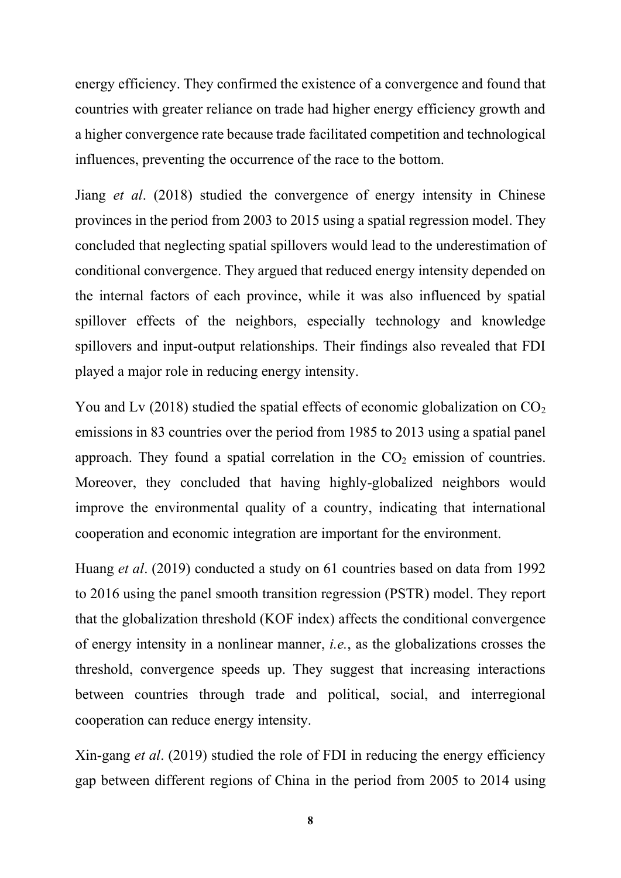energy efficiency. They confirmed the existence of a convergence and found that countries with greater reliance on trade had higher energy efficiency growth and a higher convergence rate because trade facilitated competition and technological influences, preventing the occurrence of the race to the bottom.

Jiang *et al*. (2018) studied the convergence of energy intensity in Chinese provinces in the period from 2003 to 2015 using a spatial regression model. They concluded that neglecting spatial spillovers would lead to the underestimation of conditional convergence. They argued that reduced energy intensity depended on the internal factors of each province, while it was also influenced by spatial spillover effects of the neighbors, especially technology and knowledge spillovers and input-output relationships. Their findings also revealed that FDI played a major role in reducing energy intensity.

You and Lv (2018) studied the spatial effects of economic globalization on $CO_2$ emissions in 83 countries over the period from 1985 to 2013 using a spatial panel approach. They found a spatial correlation in the $CO_2$ emission of countries. Moreover, they concluded that having highly-globalized neighbors would improve the environmental quality of a country, indicating that international cooperation and economic integration are important for the environment.

Huang *et al*. (2019) conducted a study on 61 countries based on data from 1992 to 2016 using the panel smooth transition regression (PSTR) model. They report that the globalization threshold (KOF index) affects the conditional convergence of energy intensity in a nonlinear manner, *i.e.*, as the globalizations crosses the threshold, convergence speeds up. They suggest that increasing interactions between countries through trade and political, social, and interregional cooperation can reduce energy intensity.

Xin-gang *et al*. (2019) studied the role of FDI in reducing the energy efficiency gap between different regions of China in the period from 2005 to 2014 using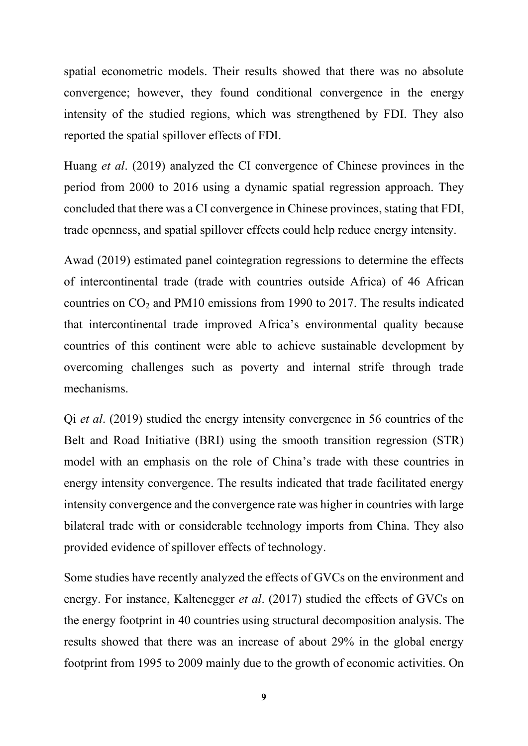spatial econometric models. Their results showed that there was no absolute convergence; however, they found conditional convergence in the energy intensity of the studied regions, which was strengthened by FDI. They also reported the spatial spillover effects of FDI.

Huang *et al*. (2019) analyzed the CI convergence of Chinese provinces in the period from 2000 to 2016 using a dynamic spatial regression approach. They concluded that there was a CI convergence in Chinese provinces, stating that FDI, trade openness, and spatial spillover effects could help reduce energy intensity.

Awad (2019) estimated panel cointegration regressions to determine the effects of intercontinental trade (trade with countries outside Africa) of 46 African countries on $CO_2$ and PM10 emissions from 1990 to 2017. The results indicated that intercontinental trade improved Africa's environmental quality because countries of this continent were able to achieve sustainable development by overcoming challenges such as poverty and internal strife through trade mechanisms.

Qi *et al*. (2019) studied the energy intensity convergence in 56 countries of the Belt and Road Initiative (BRI) using the smooth transition regression (STR) model with an emphasis on the role of China's trade with these countries in energy intensity convergence. The results indicated that trade facilitated energy intensity convergence and the convergence rate was higher in countries with large bilateral trade with or considerable technology imports from China. They also provided evidence of spillover effects of technology.

Some studies have recently analyzed the effects of GVCs on the environment and energy. For instance, Kaltenegger *et al*. (2017) studied the effects of GVCs on the energy footprint in 40 countries using structural decomposition analysis. The results showed that there was an increase of about 29% in the global energy footprint from 1995 to 2009 mainly due to the growth of economic activities. On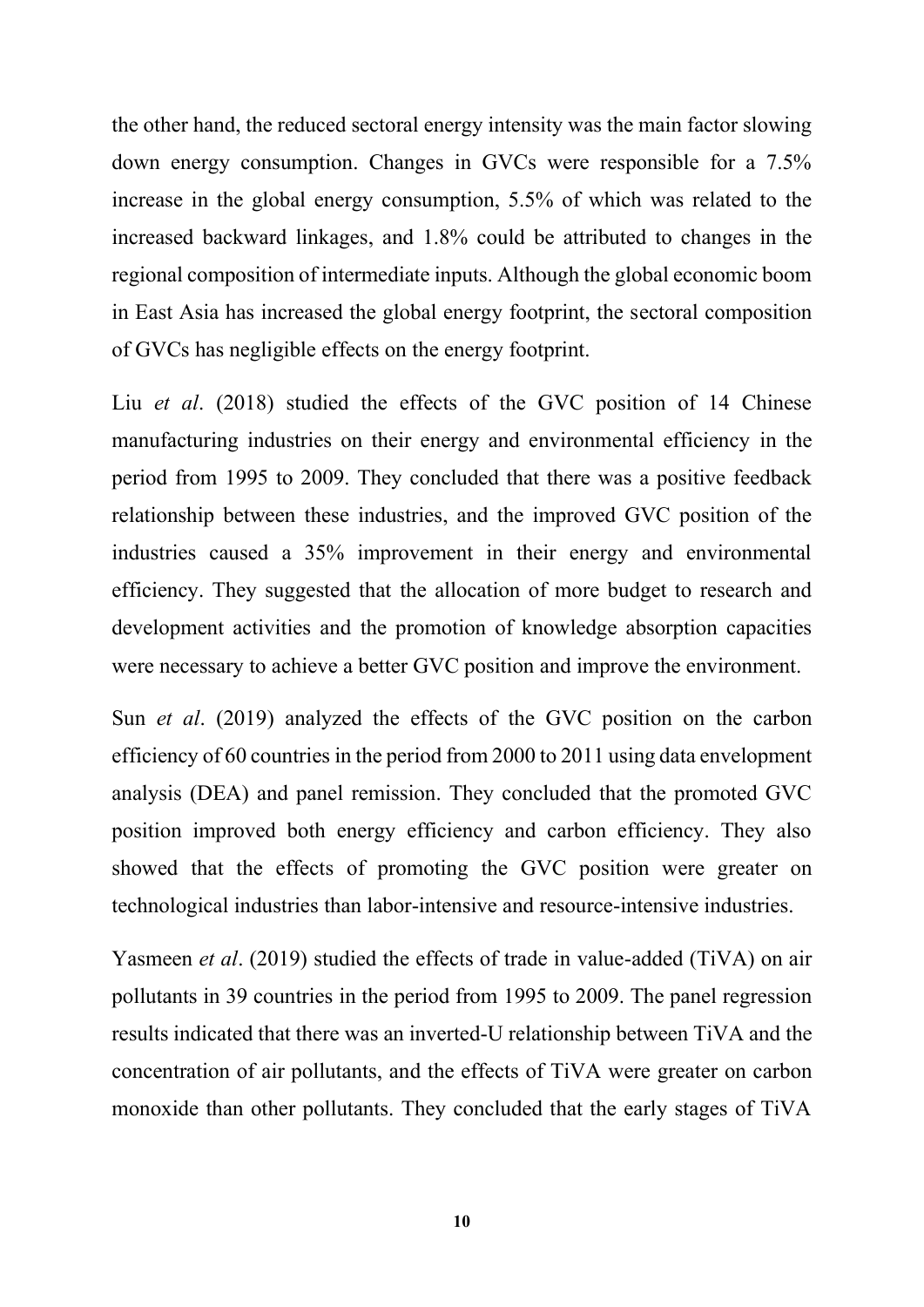the other hand, the reduced sectoral energy intensity was the main factor slowing down energy consumption. Changes in GVCs were responsible for a 7.5% increase in the global energy consumption, 5.5% of which was related to the increased backward linkages, and 1.8% could be attributed to changes in the regional composition of intermediate inputs. Although the global economic boom in East Asia has increased the global energy footprint, the sectoral composition of GVCs has negligible effects on the energy footprint.

Liu *et al*. (2018) studied the effects of the GVC position of 14 Chinese manufacturing industries on their energy and environmental efficiency in the period from 1995 to 2009. They concluded that there was a positive feedback relationship between these industries, and the improved GVC position of the industries caused a 35% improvement in their energy and environmental efficiency. They suggested that the allocation of more budget to research and development activities and the promotion of knowledge absorption capacities were necessary to achieve a better GVC position and improve the environment.

Sun *et al*. (2019) analyzed the effects of the GVC position on the carbon efficiency of 60 countries in the period from 2000 to 2011 using data envelopment analysis (DEA) and panel remission. They concluded that the promoted GVC position improved both energy efficiency and carbon efficiency. They also showed that the effects of promoting the GVC position were greater on technological industries than labor-intensive and resource-intensive industries.

Yasmeen *et al*. (2019) studied the effects of trade in value-added (TiVA) on air pollutants in 39 countries in the period from 1995 to 2009. The panel regression results indicated that there was an inverted-U relationship between TiVA and the concentration of air pollutants, and the effects of TiVA were greater on carbon monoxide than other pollutants. They concluded that the early stages of TiVA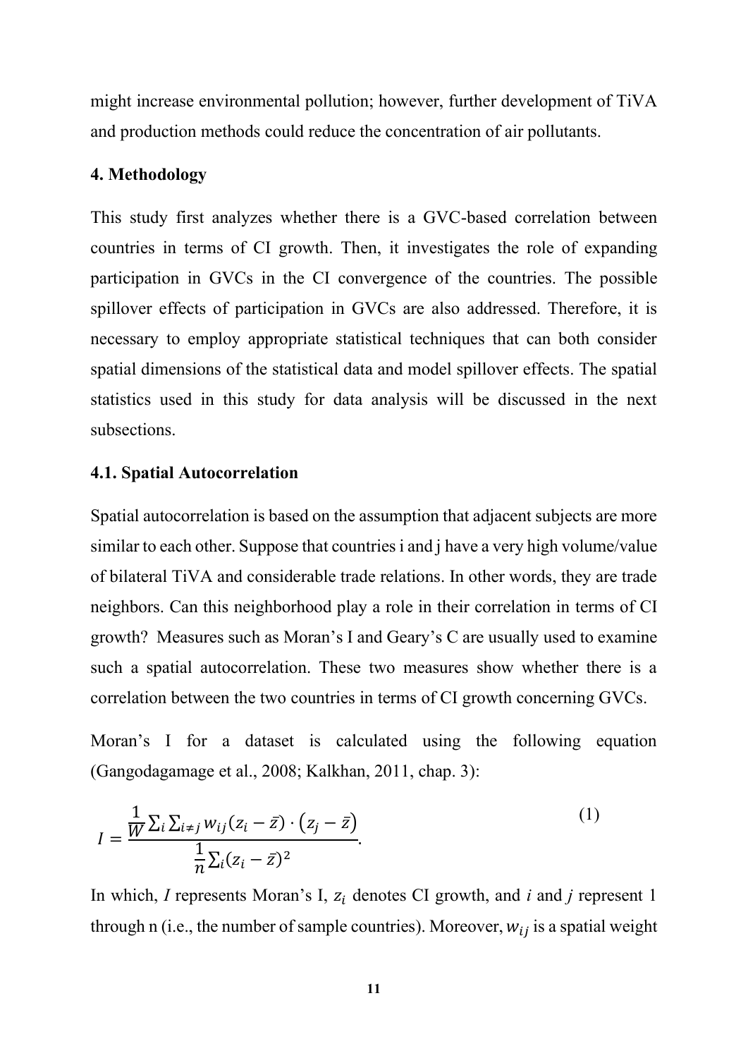might increase environmental pollution; however, further development of TiVA and production methods could reduce the concentration of air pollutants.

## 4. Methodology

This study first analyzes whether there is a GVC-based correlation between countries in terms of CI growth. Then, it investigates the role of expanding participation in GVCs in the CI convergence of the countries. The possible spillover effects of participation in GVCs are also addressed. Therefore, it is necessary to employ appropriate statistical techniques that can both consider spatial dimensions of the statistical data and model spillover effects. The spatial statistics used in this study for data analysis will be discussed in the next subsections.

### 4.1. Spatial Autocorrelation

Spatial autocorrelation is based on the assumption that adjacent subjects are more similar to each other. Suppose that countries i and j have a very high volume/value of bilateral TiVA and considerable trade relations. In other words, they are trade neighbors. Can this neighborhood play a role in their correlation in terms of CI growth? Measures such as Moran's I and Geary's C are usually used to examine such a spatial autocorrelation. These two measures show whether there is a correlation between the two countries in terms of CI growth concerning GVCs.

Moran's I for a dataset is calculated using the following equation (Gangodagamage et al., 2008; Kalkhan, 2011, chap. 3):

$$I = \frac{\frac{1}{W}\sum_i \sum_{i \neq j} w_{ij}(z_i - \bar{z}) \cdot (z_j - \bar{z})}{\frac{1}{n}\sum_i (z_i - \bar{z})^2}. \tag{1}$$

In which, *I* represents Moran's I, $z_i$ denotes CI growth, and *i* and *j* represent 1 through n (i.e., the number of sample countries). Moreover, $w_{ij}$ is a spatial weight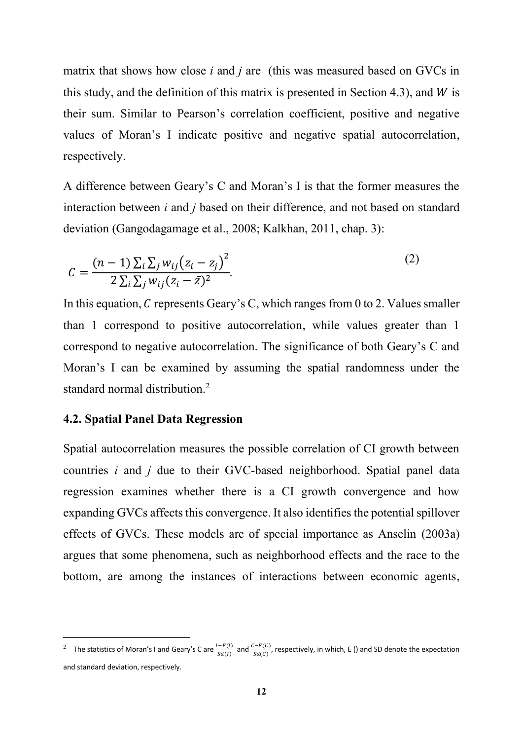matrix that shows how close $i$ and $j$ are (this was measured based on GVCs in this study, and the definition of this matrix is presented in Section 4.3), and $W$ is their sum. Similar to Pearson's correlation coefficient, positive and negative values of Moran's I indicate positive and negative spatial autocorrelation, respectively.

A difference between Geary's C and Moran's I is that the former measures the interaction between $i$ and $j$ based on their difference, and not based on standard deviation (Gangodagamage et al., 2008; Kalkhan, 2011, chap. 3):

$$C = \frac{(n-1)\sum_i \sum_j w_{ij}\left(z_i - z_j\right)^2}{2\sum_i \sum_j w_{ij}(z_i - \bar{z})^2}. \tag{2}$$

In this equation, $C$ represents Geary's C, which ranges from 0 to 2. Values smaller than 1 correspond to positive autocorrelation, while values greater than 1 correspond to negative autocorrelation. The significance of both Geary's C and Moran's I can be examined by assuming the spatial randomness under the standard normal distribution.[2]

### 4.2. Spatial Panel Data Regression

Spatial autocorrelation measures the possible correlation of CI growth between countries $i$ and $j$ due to their GVC-based neighborhood. Spatial panel data regression examines whether there is a CI growth convergence and how expanding GVCs affects this convergence. It also identifies the potential spillover effects of GVCs. These models are of special importance as Anselin (2003a) argues that some phenomena, such as neighborhood effects and the race to the bottom, are among the instances of interactions between economic agents,

---

[2] The statistics of Moran's I and Geary's C are $\frac{I-E(I)}{Sd(I)}$ and $\frac{C-E(C)}{Sd(C)}$, respectively, in which, E () and SD denote the expectation and standard deviation, respectively.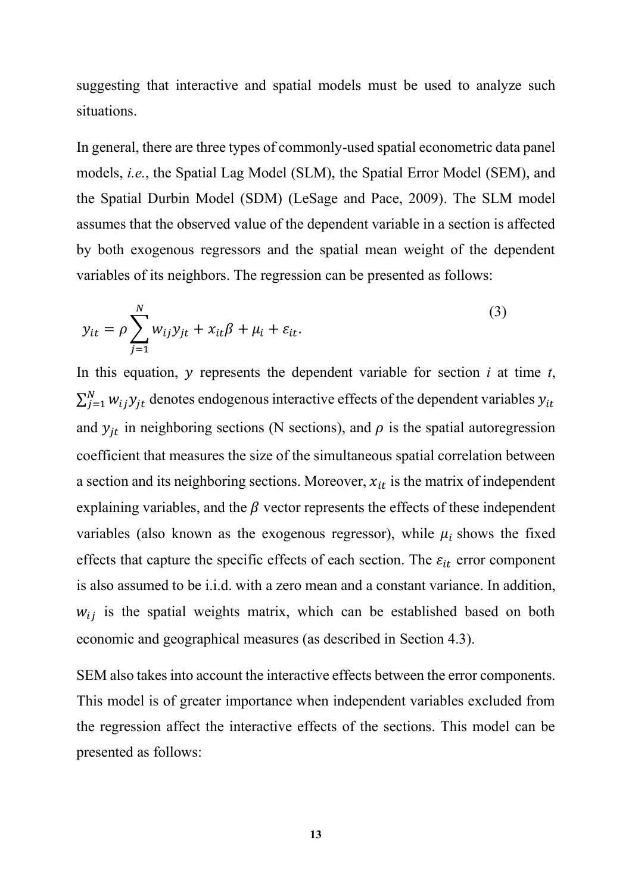suggesting that interactive and spatial models must be used to analyze such situations.

In general, there are three types of commonly-used spatial econometric data panel models, *i.e.*, the Spatial Lag Model (SLM), the Spatial Error Model (SEM), and the Spatial Durbin Model (SDM) (LeSage and Pace, 2009). The SLM model assumes that the observed value of the dependent variable in a section is affected by both exogenous regressors and the spatial mean weight of the dependent variables of its neighbors. The regression can be presented as follows:

$$y_{it} = \rho \sum_{j=1}^{N} w_{ij} y_{jt} + x_{it}\beta + \mu_i + \varepsilon_{it}. \tag{3}$$

In this equation, $y$ represents the dependent variable for section $i$ at time $t$, $\sum_{j=1}^{N} w_{ij} y_{jt}$ denotes endogenous interactive effects of the dependent variables $y_{it}$ and $y_{jt}$ in neighboring sections (N sections), and $\rho$ is the spatial autoregression coefficient that measures the size of the simultaneous spatial correlation between a section and its neighboring sections. Moreover, $x_{it}$ is the matrix of independent explaining variables, and the $\beta$ vector represents the effects of these independent variables (also known as the exogenous regressor), while $\mu_i$ shows the fixed effects that capture the specific effects of each section. The $\varepsilon_{it}$ error component is also assumed to be i.i.d. with a zero mean and a constant variance. In addition, $w_{ij}$ is the spatial weights matrix, which can be established based on both economic and geographical measures (as described in Section 4.3).

SEM also takes into account the interactive effects between the error components. This model is of greater importance when independent variables excluded from the regression affect the interactive effects of the sections. This model can be presented as follows: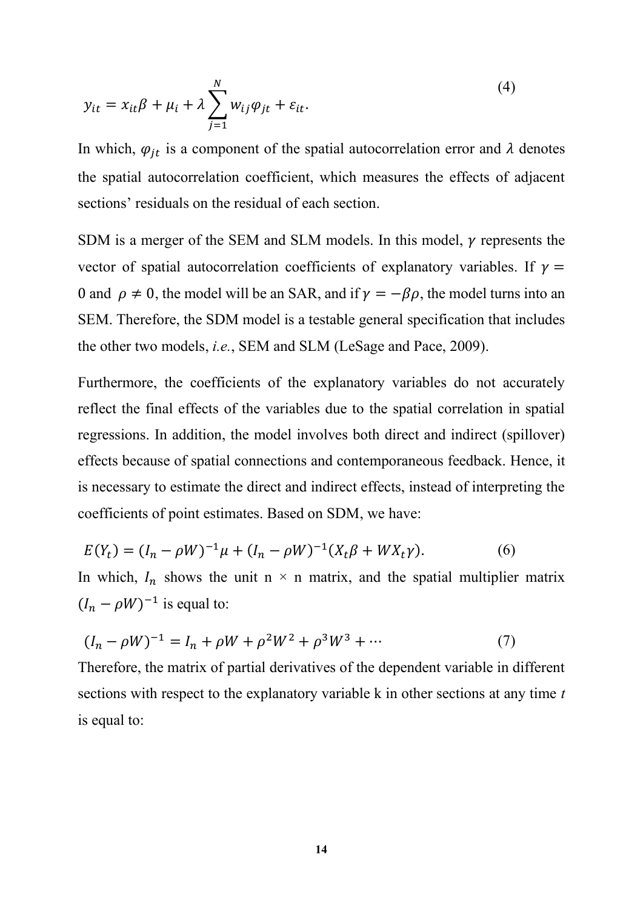$$y_{it} = x_{it}\beta + \mu_i + \lambda \sum_{j=1}^{N} w_{ij}\varphi_{jt} + \varepsilon_{it}. \tag{4}$$

In which, $\varphi_{jt}$ is a component of the spatial autocorrelation error and $\lambda$ denotes the spatial autocorrelation coefficient, which measures the effects of adjacent sections' residuals on the residual of each section.

SDM is a merger of the SEM and SLM models. In this model, $\gamma$ represents the vector of spatial autocorrelation coefficients of explanatory variables. If $\gamma = 0$ and $\rho \neq 0$, the model will be an SAR, and if $\gamma = -\beta\rho$, the model turns into an SEM. Therefore, the SDM model is a testable general specification that includes the other two models, *i.e.*, SEM and SLM (LeSage and Pace, 2009).

Furthermore, the coefficients of the explanatory variables do not accurately reflect the final effects of the variables due to the spatial correlation in spatial regressions. In addition, the model involves both direct and indirect (spillover) effects because of spatial connections and contemporaneous feedback. Hence, it is necessary to estimate the direct and indirect effects, instead of interpreting the coefficients of point estimates. Based on SDM, we have:

$$E(Y_t) = (I_n - \rho W)^{-1}\mu + (I_n - \rho W)^{-1}(X_t\beta + WX_t\gamma). \tag{6}$$

In which, $I_n$ shows the unit n × n matrix, and the spatial multiplier matrix $(I_n - \rho W)^{-1}$ is equal to:

$$(I_n - \rho W)^{-1} = I_n + \rho W + \rho^2 W^2 + \rho^3 W^3 + \cdots \tag{7}$$

Therefore, the matrix of partial derivatives of the dependent variable in different sections with respect to the explanatory variable k in other sections at any time *t* is equal to: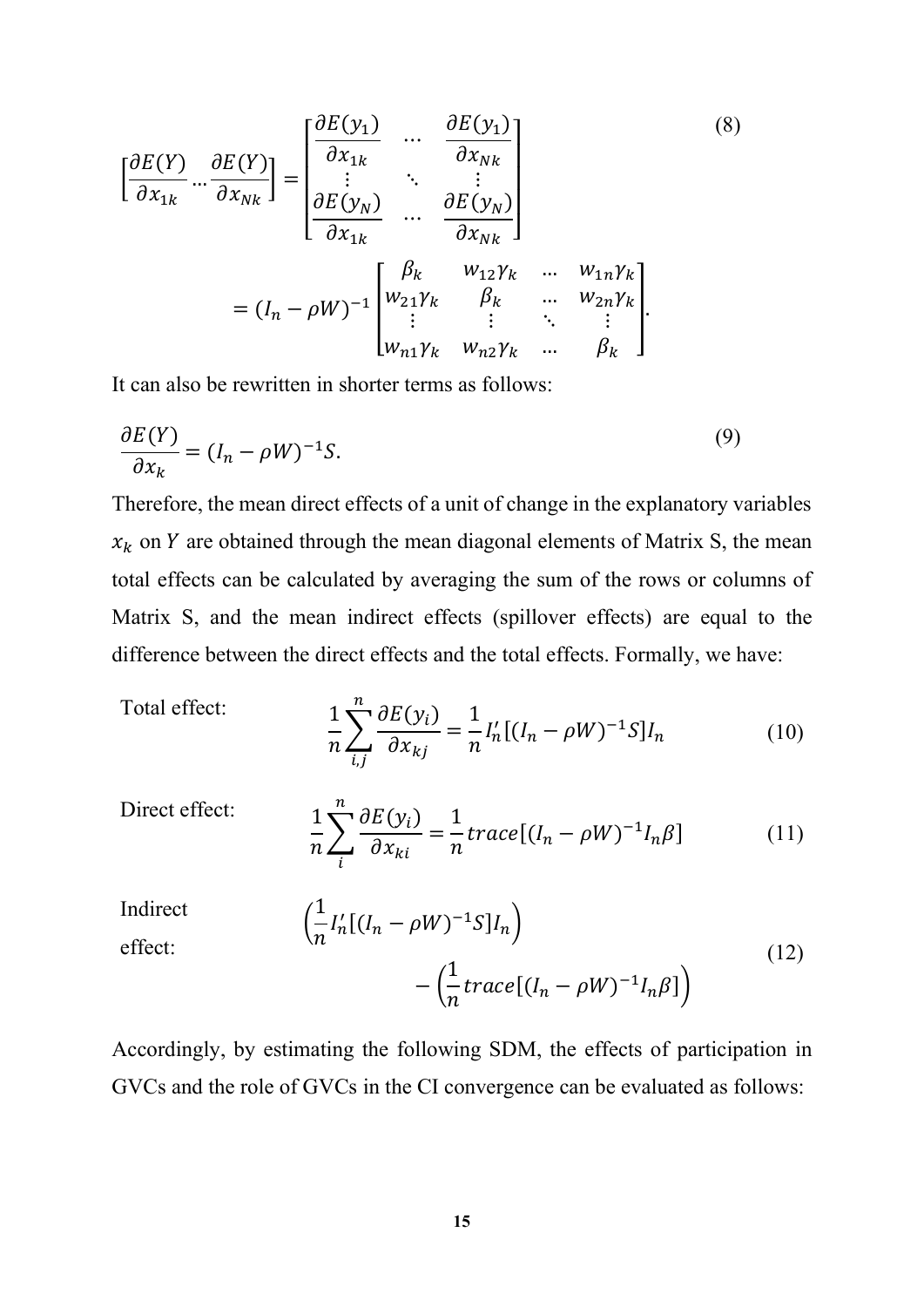$$\left[\frac{\partial E(Y)}{\partial x_{1k}} \cdots \frac{\partial E(Y)}{\partial x_{Nk}}\right] = \begin{bmatrix} \frac{\partial E(y_1)}{\partial x_{1k}} & \cdots & \frac{\partial E(y_1)}{\partial x_{Nk}} \\ \vdots & \ddots & \vdots \\ \frac{\partial E(y_N)}{\partial x_{1k}} & \cdots & \frac{\partial E(y_N)}{\partial x_{Nk}} \end{bmatrix}$$

$$= (I_n - \rho W)^{-1} \begin{bmatrix} \beta_k & w_{12}\gamma_k & \dots & w_{1n}\gamma_k \\ w_{21}\gamma_k & \beta_k & \dots & w_{2n}\gamma_k \\ \vdots & \vdots & \ddots & \vdots \\ w_{n1}\gamma_k & w_{n2}\gamma_k & \dots & \beta_k \end{bmatrix}. \tag{8}$$

It can also be rewritten in shorter terms as follows:

$$\frac{\partial E(Y)}{\partial x_k} = (I_n - \rho W)^{-1} S. \tag{9}$$

Therefore, the mean direct effects of a unit of change in the explanatory variables $x_k$ on $Y$ are obtained through the mean diagonal elements of Matrix S, the mean total effects can be calculated by averaging the sum of the rows or columns of Matrix S, and the mean indirect effects (spillover effects) are equal to the difference between the direct effects and the total effects. Formally, we have:

Total effect:
$$\frac{1}{n}\sum_{i,j}^{n} \frac{\partial E(y_i)}{\partial x_{kj}} = \frac{1}{n} I_n' [(I_n - \rho W)^{-1} S] I_n \tag{10}$$

Direct effect:
$$\frac{1}{n}\sum_{i}^{n} \frac{\partial E(y_i)}{\partial x_{ki}} = \frac{1}{n} trace[(I_n - \rho W)^{-1} I_n \beta] \tag{11}$$

Indirect effect:
$$\left(\frac{1}{n} I_n' [(I_n - \rho W)^{-1} S] I_n\right) - \left(\frac{1}{n} trace[(I_n - \rho W)^{-1} I_n \beta]\right) \tag{12}$$

Accordingly, by estimating the following SDM, the effects of participation in GVCs and the role of GVCs in the CI convergence can be evaluated as follows: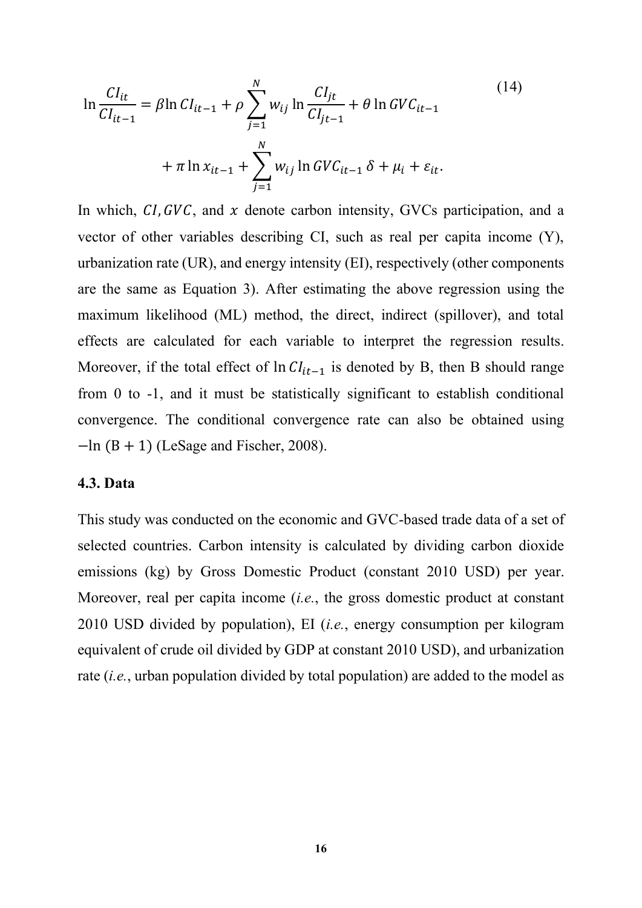$$\ln \frac{CI_{it}}{CI_{it-1}} = \beta \ln CI_{it-1} + \rho \sum_{j=1}^{N} w_{ij} \ln \frac{CI_{jt}}{CI_{jt-1}} + \theta \ln GVC_{it-1} + \pi \ln x_{it-1} + \sum_{j=1}^{N} w_{ij} \ln GVC_{it-1} \delta + \mu_i + \varepsilon_{it}. \tag{14}$$

In which, $CI, GVC$, and $x$ denote carbon intensity, GVCs participation, and a vector of other variables describing CI, such as real per capita income (Y), urbanization rate (UR), and energy intensity (EI), respectively (other components are the same as Equation 3). After estimating the above regression using the maximum likelihood (ML) method, the direct, indirect (spillover), and total effects are calculated for each variable to interpret the regression results. Moreover, if the total effect of $\ln CI_{it-1}$ is denoted by B, then B should range from 0 to -1, and it must be statistically significant to establish conditional convergence. The conditional convergence rate can also be obtained using $-\ln(\mathrm{B}+1)$ (LeSage and Fischer, 2008).

### 4.3. Data

This study was conducted on the economic and GVC-based trade data of a set of selected countries. Carbon intensity is calculated by dividing carbon dioxide emissions (kg) by Gross Domestic Product (constant 2010 USD) per year. Moreover, real per capita income (*i.e.*, the gross domestic product at constant 2010 USD divided by population), EI (*i.e.*, energy consumption per kilogram equivalent of crude oil divided by GDP at constant 2010 USD), and urbanization rate (*i.e.*, urban population divided by total population) are added to the model as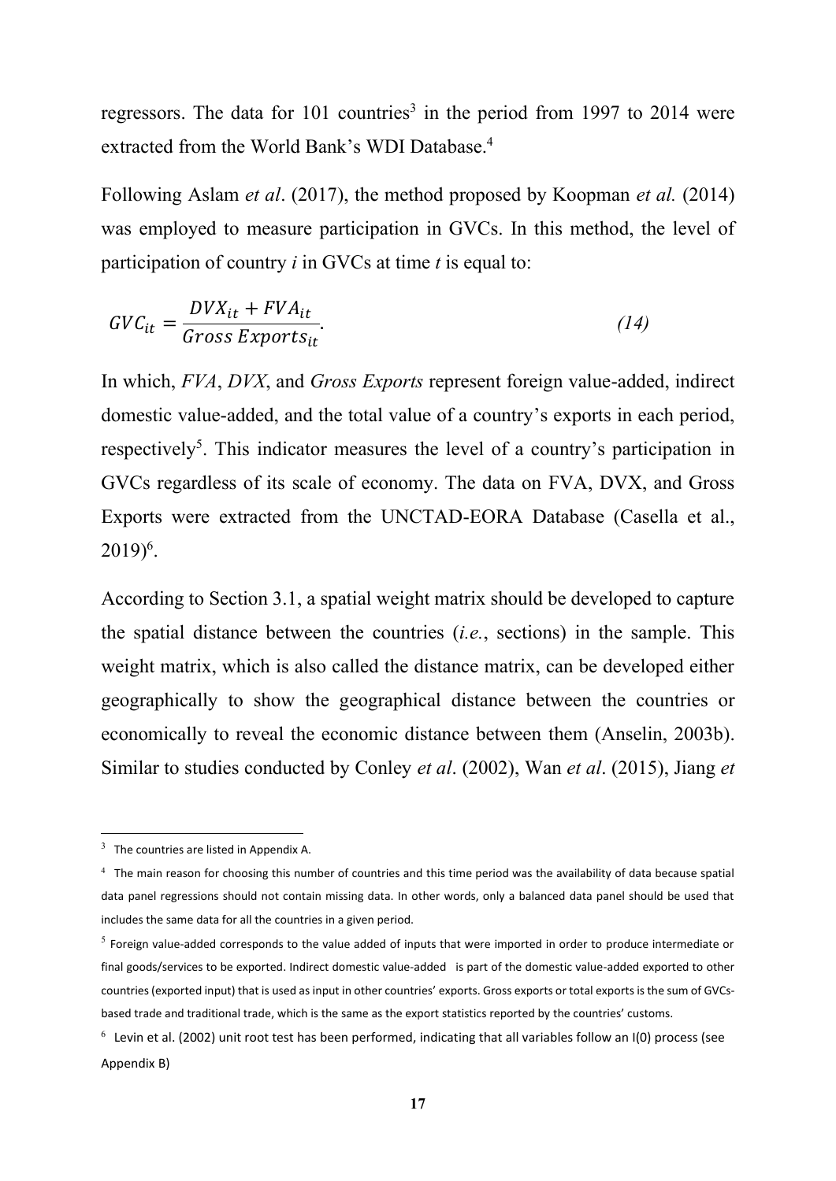regressors. The data for 101 countries[3] in the period from 1997 to 2014 were extracted from the World Bank's WDI Database.[4]

Following Aslam *et al*. (2017), the method proposed by Koopman *et al.* (2014) was employed to measure participation in GVCs. In this method, the level of participation of country *i* in GVCs at time *t* is equal to:

$$GVC_{it} = \frac{DVX_{it} + FVA_{it}}{Gross\ Exports_{it}}. \tag{14}$$

In which, *FVA*, *DVX*, and *Gross Exports* represent foreign value-added, indirect domestic value-added, and the total value of a country's exports in each period, respectively[5]. This indicator measures the level of a country's participation in GVCs regardless of its scale of economy. The data on FVA, DVX, and Gross Exports were extracted from the UNCTAD-EORA Database (Casella et al., 2019)[6].

According to Section 3.1, a spatial weight matrix should be developed to capture the spatial distance between the countries (*i.e.*, sections) in the sample. This weight matrix, which is also called the distance matrix, can be developed either geographically to show the geographical distance between the countries or economically to reveal the economic distance between them (Anselin, 2003b). Similar to studies conducted by Conley *et al*. (2002), Wan *et al*. (2015), Jiang *et*

---

[3] The countries are listed in Appendix A.

[4] The main reason for choosing this number of countries and this time period was the availability of data because spatial data panel regressions should not contain missing data. In other words, only a balanced data panel should be used that includes the same data for all the countries in a given period.

[5] Foreign value-added corresponds to the value added of inputs that were imported in order to produce intermediate or final goods/services to be exported. Indirect domestic value-added is part of the domestic value-added exported to other countries (exported input) that is used as input in other countries' exports. Gross exports or total exports is the sum of GVCs-based trade and traditional trade, which is the same as the export statistics reported by the countries' customs.

[6] Levin et al. (2002) unit root test has been performed, indicating that all variables follow an I(0) process (see Appendix B)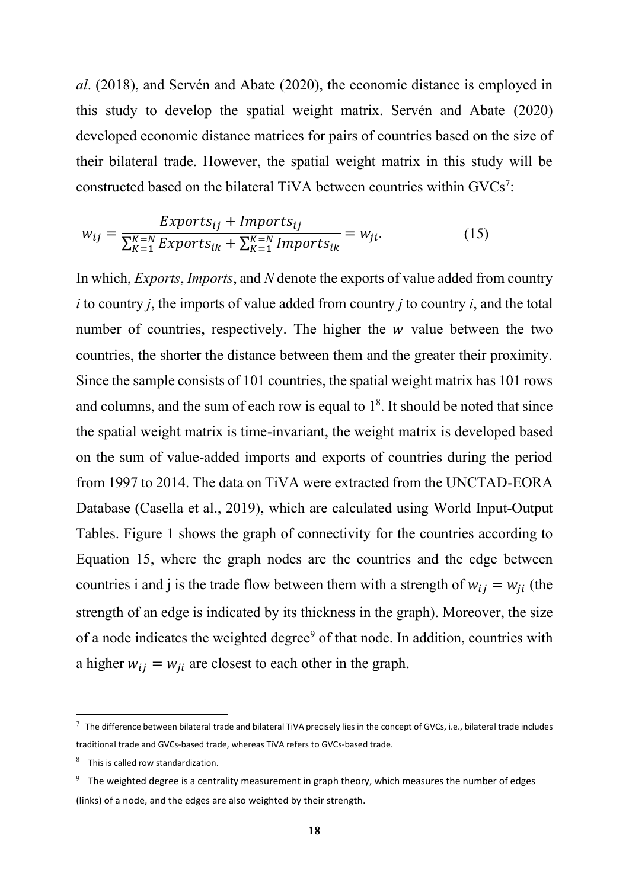*al*. (2018), and Servén and Abate (2020), the economic distance is employed in this study to develop the spatial weight matrix. Servén and Abate (2020) developed economic distance matrices for pairs of countries based on the size of their bilateral trade. However, the spatial weight matrix in this study will be constructed based on the bilateral TiVA between countries within GVCs[7]:

$$w_{ij} = \frac{Exports_{ij} + Imports_{ij}}{\sum_{K=1}^{K=N} Exports_{ik} + \sum_{K=1}^{K=N} Imports_{ik}} = w_{ji}. \tag{15}$$

In which, *Exports*, *Imports*, and *N* denote the exports of value added from country *i* to country *j*, the imports of value added from country *j* to country *i*, and the total number of countries, respectively. The higher the $w$ value between the two countries, the shorter the distance between them and the greater their proximity. Since the sample consists of 101 countries, the spatial weight matrix has 101 rows and columns, and the sum of each row is equal to 1[8]. It should be noted that since the spatial weight matrix is time-invariant, the weight matrix is developed based on the sum of value-added imports and exports of countries during the period from 1997 to 2014. The data on TiVA were extracted from the UNCTAD-EORA Database (Casella et al., 2019), which are calculated using World Input-Output Tables. Figure 1 shows the graph of connectivity for the countries according to Equation 15, where the graph nodes are the countries and the edge between countries i and j is the trade flow between them with a strength of $w_{ij} = w_{ji}$ (the strength of an edge is indicated by its thickness in the graph). Moreover, the size of a node indicates the weighted degree[9] of that node. In addition, countries with a higher $w_{ij} = w_{ji}$ are closest to each other in the graph.

---

[7] The difference between bilateral trade and bilateral TiVA precisely lies in the concept of GVCs, i.e., bilateral trade includes traditional trade and GVCs-based trade, whereas TiVA refers to GVCs-based trade.

[8] This is called row standardization.

[9] The weighted degree is a centrality measurement in graph theory, which measures the number of edges (links) of a node, and the edges are also weighted by their strength.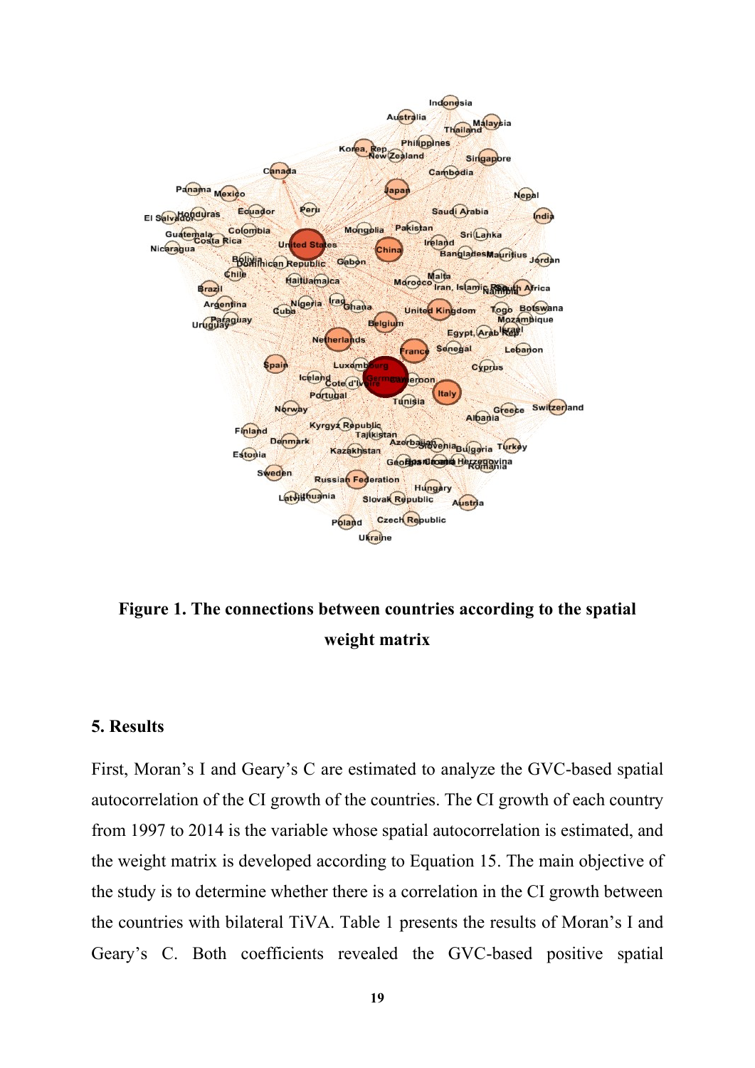**Figure 1. The connections between countries according to the spatial weight matrix**

## 5. Results

First, Moran's I and Geary's C are estimated to analyze the GVC-based spatial autocorrelation of the CI growth of the countries. The CI growth of each country from 1997 to 2014 is the variable whose spatial autocorrelation is estimated, and the weight matrix is developed according to Equation 15. The main objective of the study is to determine whether there is a correlation in the CI growth between the countries with bilateral TiVA. Table 1 presents the results of Moran's I and Geary's C. Both coefficients revealed the GVC-based positive spatial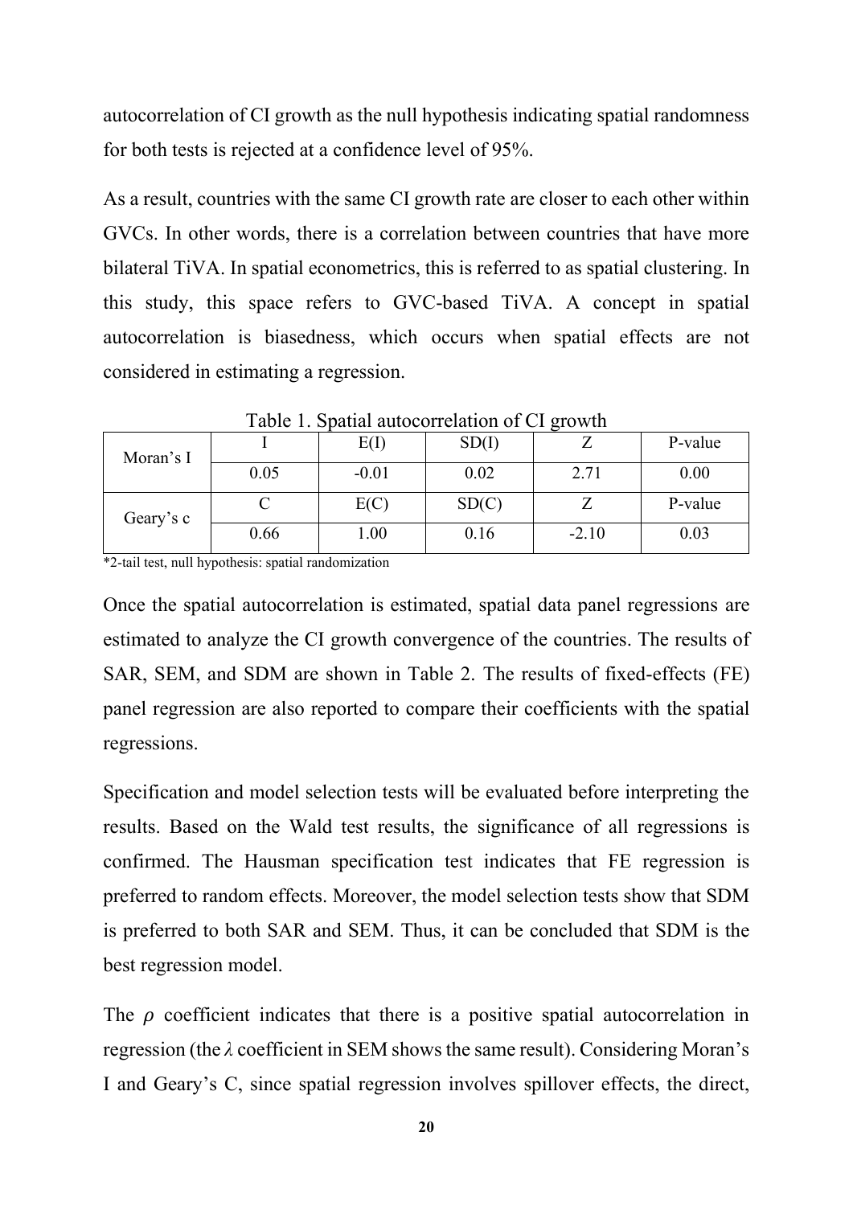autocorrelation of CI growth as the null hypothesis indicating spatial randomness for both tests is rejected at a confidence level of 95%.

As a result, countries with the same CI growth rate are closer to each other within GVCs. In other words, there is a correlation between countries that have more bilateral TiVA. In spatial econometrics, this is referred to as spatial clustering. In this study, this space refers to GVC-based TiVA. A concept in spatial autocorrelation is biasedness, which occurs when spatial effects are not considered in estimating a regression.

Table 1. Spatial autocorrelation of CI growth

| | | | | | |
|---|---|---|---|---|---|
| Moran's I | I | E(I) | SD(I) | Z | P-value |
| | 0.05 | -0.01 | 0.02 | 2.71 | 0.00 |
| Geary's c | C | E(C) | SD(C) | Z | P-value |
| | 0.66 | 1.00 | 0.16 | -2.10 | 0.03 |

*2-tail test, null hypothesis: spatial randomization

Once the spatial autocorrelation is estimated, spatial data panel regressions are estimated to analyze the CI growth convergence of the countries. The results of SAR, SEM, and SDM are shown in Table 2. The results of fixed-effects (FE) panel regression are also reported to compare their coefficients with the spatial regressions.

Specification and model selection tests will be evaluated before interpreting the results. Based on the Wald test results, the significance of all regressions is confirmed. The Hausman specification test indicates that FE regression is preferred to random effects. Moreover, the model selection tests show that SDM is preferred to both SAR and SEM. Thus, it can be concluded that SDM is the best regression model.

The $\rho$ coefficient indicates that there is a positive spatial autocorrelation in regression (the $\lambda$ coefficient in SEM shows the same result). Considering Moran's I and Geary's C, since spatial regression involves spillover effects, the direct,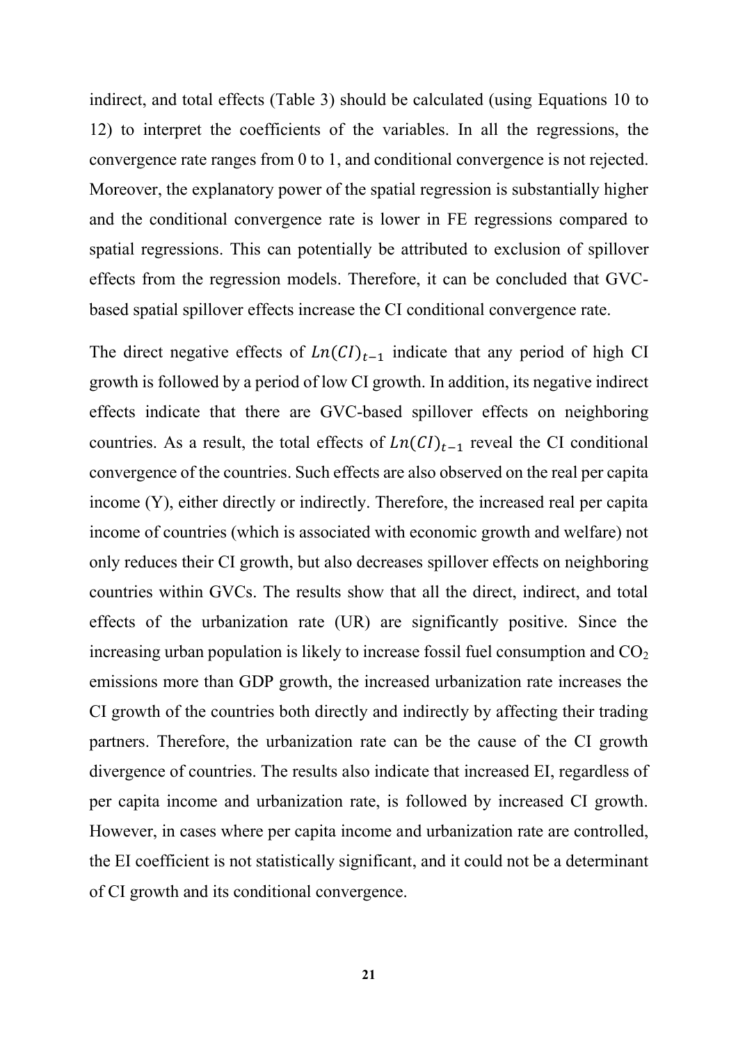indirect, and total effects (Table 3) should be calculated (using Equations 10 to 12) to interpret the coefficients of the variables. In all the regressions, the convergence rate ranges from 0 to 1, and conditional convergence is not rejected. Moreover, the explanatory power of the spatial regression is substantially higher and the conditional convergence rate is lower in FE regressions compared to spatial regressions. This can potentially be attributed to exclusion of spillover effects from the regression models. Therefore, it can be concluded that GVC-based spatial spillover effects increase the CI conditional convergence rate.

The direct negative effects of $Ln(CI)_{t-1}$ indicate that any period of high CI growth is followed by a period of low CI growth. In addition, its negative indirect effects indicate that there are GVC-based spillover effects on neighboring countries. As a result, the total effects of $Ln(CI)_{t-1}$ reveal the CI conditional convergence of the countries. Such effects are also observed on the real per capita income (Y), either directly or indirectly. Therefore, the increased real per capita income of countries (which is associated with economic growth and welfare) not only reduces their CI growth, but also decreases spillover effects on neighboring countries within GVCs. The results show that all the direct, indirect, and total effects of the urbanization rate (UR) are significantly positive. Since the increasing urban population is likely to increase fossil fuel consumption and $CO_2$ emissions more than GDP growth, the increased urbanization rate increases the CI growth of the countries both directly and indirectly by affecting their trading partners. Therefore, the urbanization rate can be the cause of the CI growth divergence of countries. The results also indicate that increased EI, regardless of per capita income and urbanization rate, is followed by increased CI growth. However, in cases where per capita income and urbanization rate are controlled, the EI coefficient is not statistically significant, and it could not be a determinant of CI growth and its conditional convergence.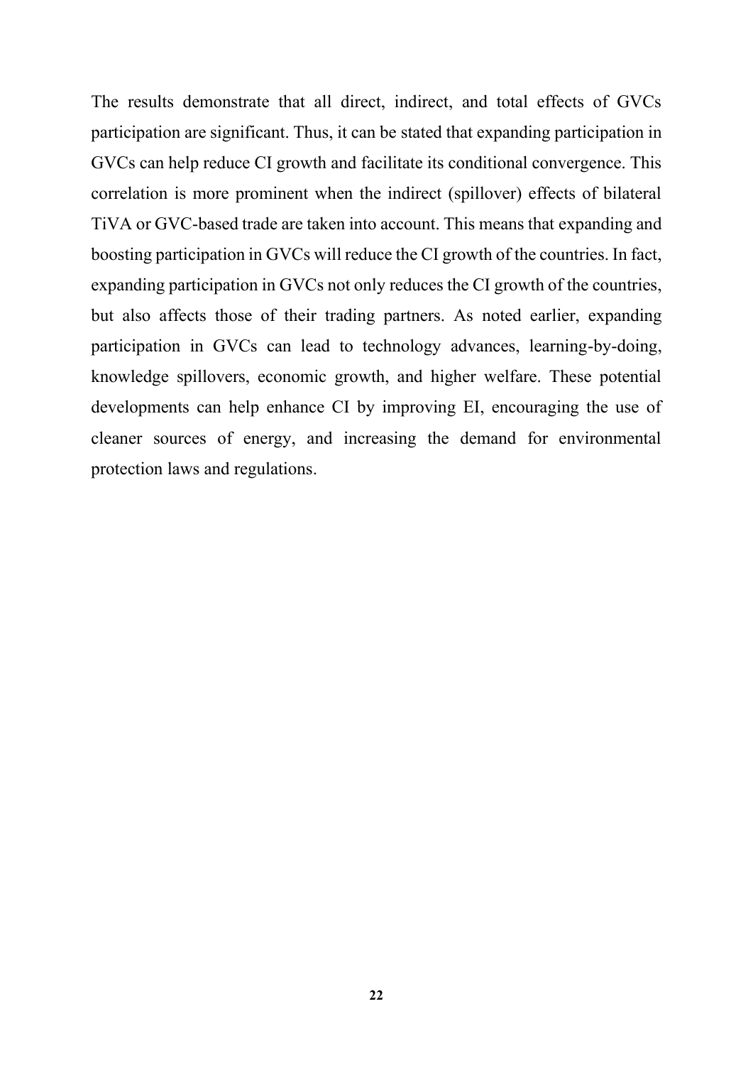The results demonstrate that all direct, indirect, and total effects of GVCs participation are significant. Thus, it can be stated that expanding participation in GVCs can help reduce CI growth and facilitate its conditional convergence. This correlation is more prominent when the indirect (spillover) effects of bilateral TiVA or GVC-based trade are taken into account. This means that expanding and boosting participation in GVCs will reduce the CI growth of the countries. In fact, expanding participation in GVCs not only reduces the CI growth of the countries, but also affects those of their trading partners. As noted earlier, expanding participation in GVCs can lead to technology advances, learning-by-doing, knowledge spillovers, economic growth, and higher welfare. These potential developments can help enhance CI by improving EI, encouraging the use of cleaner sources of energy, and increasing the demand for environmental protection laws and regulations.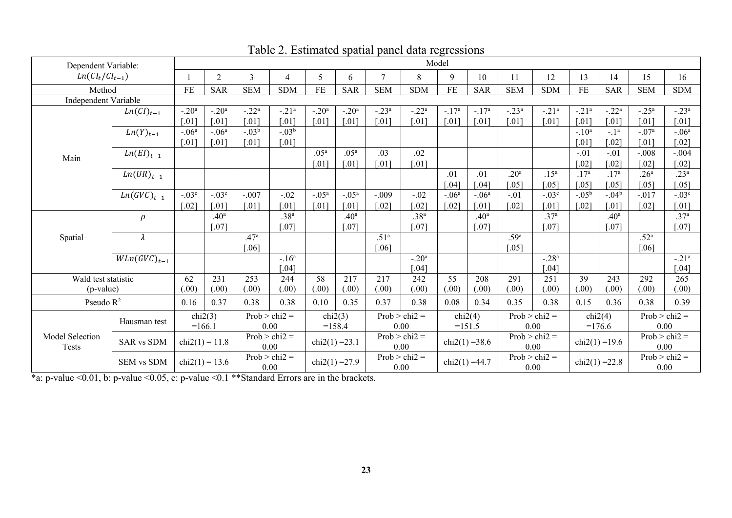Table 2. Estimated spatial panel data regressions

| Dependent Variable: $Ln(CI_t/CI_{t-1})$ | | Model | | | | | | | | | | | | | | | |
|---|---|---|---|---|---|---|---|---|---|---|---|---|---|---|---|---|---|
| | | 1 | 2 | 3 | 4 | 5 | 6 | 7 | 8 | 9 | 10 | 11 | 12 | 13 | 14 | 15 | 16 |
| Method | | FE | SAR | SEM | SDM | FE | SAR | SEM | SDM | FE | SAR | SEM | SDM | FE | SAR | SEM | SDM |
| Independent Variable | | | | | | | | | | | | | | | | | |
| Main | $Ln(CI)_{t-1}$ | -.20[a] [.01] | -.20[a] [.01] | -.22[a] [.01] | -.21[a] [.01] | -.20[a] [.01] | -.20[a] [.01] | -.23[a] [.01] | -.22[a] [.01] | -.17[a] [.01] | -.17[a] [.01] | -.23[a] [.01] | -.21[a] [.01] | -.21[a] [.01] | -.22[a] [.01] | -.25[a] [.01] | -.23[a] [.01] |
| | $Ln(Y)_{t-1}$ | -.06[a] [.01] | -.06[a] [.01] | -.03[b] [.01] | -.03[b] [.01] | | | | | | | | | -.10[a] [.01] | -.1[a] [.02] | -.07[a] [.01] | -.06[a] [.02] |
| | $Ln(EI)_{t-1}$ | | | | | .05[a] [.01] | .05[a] [.01] | .03 [.01] | .02 [.01] | | | | | -.01 [.02] | -.01 [.02] | -.008 [.02] | -.004 [.02] |
| | $Ln(UR)_{t-1}$ | | | | | | | | | .01 [.04] | .01 [.04] | .20[a] [.05] | .15[a] [.05] | .17[a] [.05] | .17[a] [.05] | .26[a] [.05] | .23[a] [.05] |
| | $Ln(GVC)_{t-1}$ | -.03[c] [.02] | -.03[c] [.01] | -.007 [.01] | -.02 [.01] | -.05[a] [.01] | -.05[a] [.01] | -.009 [.02] | -.02 [.02] | -.06[a] [.02] | -.06[a] [.01] | -.01 [.02] | -.03[c] [.01] | -.05[b] [.02] | -.04[b] [.01] | -.017 [.02] | -.03[c] [.01] |
| Spatial | $\rho$ | | .40[a] [.07] | | .38[a] [.07] | | .40[a] [.07] | | .38[a] [.07] | | .40[a] [.07] | | .37[a] [.07] | | .40[a] [.07] | | .37[a] [.07] |
| | $\lambda$ | | | .47[a] [.06] | | | | .51[a] [.06] | | | | .59[a] [.05] | | | | .52[a] [.06] | |
| | $WLn(GVC)_{t-1}$ | | | | -.16[a] [.04] | | | | -.20[a] [.04] | | | | -.28[a] [.04] | | | | -.21[a] [.04] |
| Wald test statistic (p-value) | | 62 (.00) | 231 (.00) | 253 (.00) | 244 (.00) | 58 (.00) | 217 (.00) | 217 (.00) | 242 (.00) | 55 (.00) | 208 (.00) | 291 (.00) | 251 (.00) | 39 (.00) | 243 (.00) | 292 (.00) | 265 (.00) |
| Pseudo $R^2$ | | 0.16 | 0.37 | 0.38 | 0.38 | 0.10 | 0.35 | 0.37 | 0.38 | 0.08 | 0.34 | 0.35 | 0.38 | 0.15 | 0.36 | 0.38 | 0.39 |
| Model Selection Tests | Hausman test | chi2(3) =166.1 | | Prob > chi2 = 0.00 | | chi2(3) =158.4 | | Prob > chi2 = 0.00 | | chi2(4) =151.5 | | Prob > chi2 = 0.00 | | chi2(4) =176.6 | | Prob > chi2 = 0.00 | |
| | SAR vs SDM | chi2(1) = 11.8 | | Prob > chi2 = 0.00 | | chi2(1) =23.1 | | Prob > chi2 = 0.00 | | chi2(1) =38.6 | | Prob > chi2 = 0.00 | | chi2(1) =19.6 | | Prob > chi2 = 0.00 | |
| | SEM vs SDM | chi2(1) = 13.6 | | Prob > chi2 = 0.00 | | chi2(1) =27.9 | | Prob > chi2 = 0.00 | | chi2(1) =44.7 | | Prob > chi2 = 0.00 | | chi2(1) =22.8 | | Prob > chi2 = 0.00 | |

*a: p-value <0.01, b: p-value <0.05, c: p-value <0.1 **Standard Errors are in the brackets.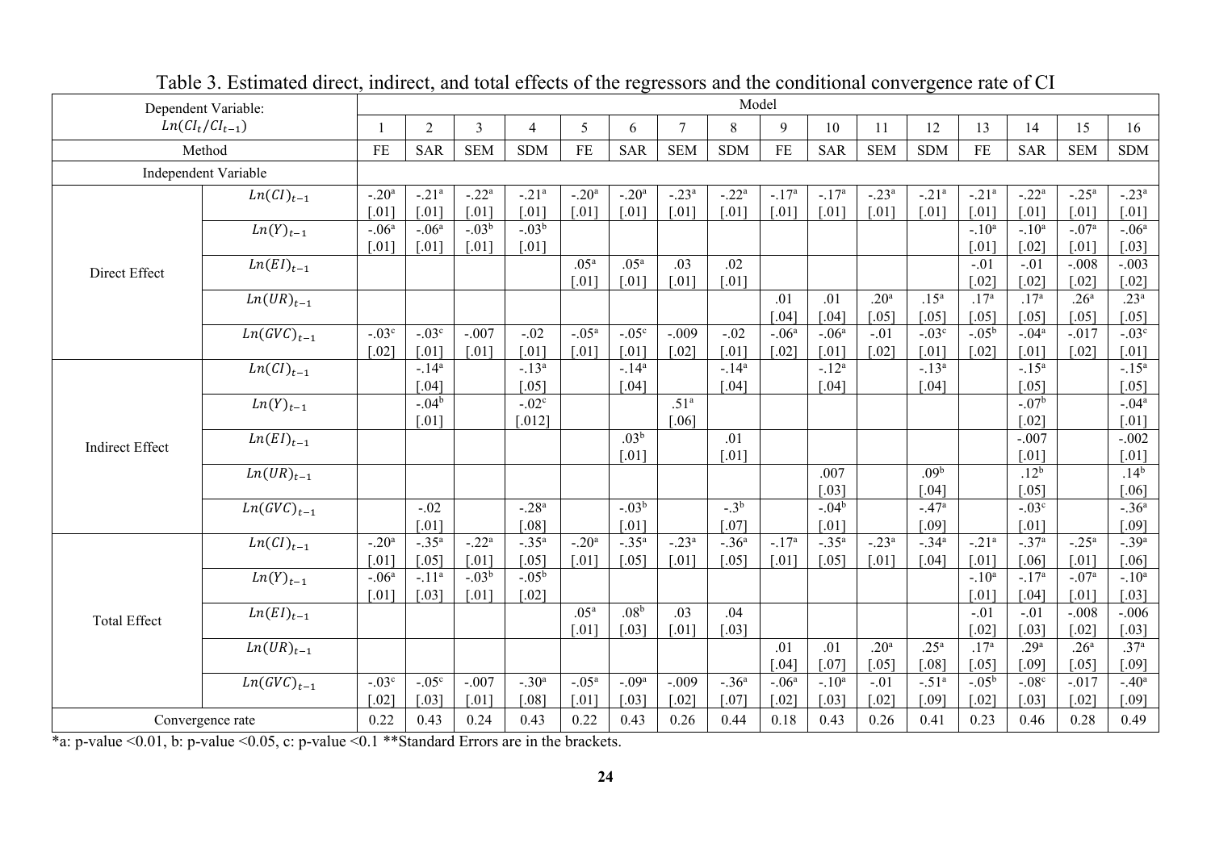Table 3. Estimated direct, indirect, and total effects of the regressors and the conditional convergence rate of CI

| Dependent Variable: $Ln(CI_t/CI_{t-1})$ | | Model | | | | | | | | | | | | | | | |
|---|---|---|---|---|---|---|---|---|---|---|---|---|---|---|---|---|---|
| | | 1 | 2 | 3 | 4 | 5 | 6 | 7 | 8 | 9 | 10 | 11 | 12 | 13 | 14 | 15 | 16 |
| Method | | FE | SAR | SEM | SDM | FE | SAR | SEM | SDM | FE | SAR | SEM | SDM | FE | SAR | SEM | SDM |
| Independent Variable | | | | | | | | | | | | | | | | | |
| Direct Effect | $Ln(CI)_{t-1}$ | -.20[a] [.01] | -.21[a] [.01] | -.22[a] [.01] | -.21[a] [.01] | -.20[a] [.01] | -.20[a] [.01] | -.23[a] [.01] | -.22[a] [.01] | -.17[a] [.01] | -.17[a] [.01] | -.23[a] [.01] | -.21[a] [.01] | -.21[a] [.01] | -.22[a] [.01] | -.25[a] [.01] | -.23[a] [.01] |
| | $Ln(Y)_{t-1}$ | -.06[a] [.01] | -.06[a] [.01] | -.03[b] [.01] | -.03[b] [.01] | | | | | | | | | -.10[a] [.01] | -.10[a] [.02] | -.07[a] [.01] | -.06[a] [.03] |
| | $Ln(EI)_{t-1}$ | | | | | .05[a] [.01] | .05[a] [.01] | .03 [.01] | .02 [.01] | | | | | -.01 [.02] | -.01 [.02] | -.008 [.02] | -.003 [.02] |
| | $Ln(UR)_{t-1}$ | | | | | | | | | .01 [.04] | .01 [.04] | .20[a] [.05] | .15[a] [.05] | .17[a] [.05] | .17[a] [.05] | .26[a] [.05] | .23[a] [.05] |
| | $Ln(GVC)_{t-1}$ | -.03[c] [.02] | -.03[c] [.01] | -.007 [.01] | -.02 [.01] | -.05[a] [.01] | -.05[c] [.01] | -.009 [.02] | -.02 [.01] | -.06[a] [.02] | -.06[a] [.01] | -.01 [.02] | -.03[c] [.01] | -.05[b] [.02] | -.04[a] [.01] | -.017 [.02] | -.03[c] [.01] |
| Indirect Effect | $Ln(CI)_{t-1}$ | | -.14[a] [.04] | | -.13[a] [.05] | | -.14[a] [.04] | | -.14[a] [.04] | | -.12[a] [.04] | | -.13[a] [.04] | | -.15[a] [.05] | | -.15[a] [.05] |
| | $Ln(Y)_{t-1}$ | | -.04[b] [.01] | | -.02[c] [.012] | | | .51[a] [.06] | | | | | | | -.07[b] [.02] | | -.04[a] [.01] |
| | $Ln(EI)_{t-1}$ | | | | | | .03[b] [.01] | | .01 [.01] | | | | | | -.007 [.01] | | -.002 [.01] |
| | $Ln(UR)_{t-1}$ | | | | | | | | | | .007 [.03] | | .09[b] [.04] | | .12[b] [.05] | | .14[b] [.06] |
| | $Ln(GVC)_{t-1}$ | | -.02 [.01] | | -.28[a] [.08] | | -.03[b] [.01] | | -.3[b] [.07] | | -.04[b] [.01] | | -.47[a] [.09] | | -.03[c] [.01] | | -.36[a] [.09] |
| Total Effect | $Ln(CI)_{t-1}$ | -.20[a] [.01] | -.35[a] [.05] | -.22[a] [.01] | -.35[a] [.05] | -.20[a] [.01] | -.35[a] [.05] | -.23[a] [.01] | -.36[a] [.05] | -.17[a] [.01] | -.35[a] [.05] | -.23[a] [.01] | -.34[a] [.04] | -.21[a] [.01] | -.37[a] [.06] | -.25[a] [.01] | -.39[a] [.06] |
| | $Ln(Y)_{t-1}$ | -.06[a] [.01] | -.11[a] [.03] | -.03[b] [.01] | -.05[b] [.02] | | | | | | | | | -.10[a] [.01] | -.17[a] [.04] | -.07[a] [.01] | -.10[a] [.03] |
| | $Ln(EI)_{t-1}$ | | | | | .05[a] [.01] | .08[b] [.03] | .03 [.01] | .04 [.03] | | | | | -.01 [.02] | -.01 [.03] | -.008 [.02] | -.006 [.03] |
| | $Ln(UR)_{t-1}$ | | | | | | | | | .01 [.04] | .01 [.07] | .20[a] [.05] | .25[a] [.08] | .17[a] [.05] | .29[a] [.09] | .26[a] [.05] | .37[a] [.09] |
| | $Ln(GVC)_{t-1}$ | -.03[c] [.02] | -.05[c] [.03] | -.007 [.01] | -.30[a] [.08] | -.05[a] [.01] | -.09[a] [.03] | -.009 [.02] | -.36[a] [.07] | -.06[a] [.02] | -.10[a] [.03] | -.01 [.02] | -.51[a] [.09] | -.05[b] [.02] | -.08[c] [.03] | -.017 [.02] | -.40[a] [.09] |
| Convergence rate | | 0.22 | 0.43 | 0.24 | 0.43 | 0.22 | 0.43 | 0.26 | 0.44 | 0.18 | 0.43 | 0.26 | 0.41 | 0.23 | 0.46 | 0.28 | 0.49 |

*a: p-value <0.01, b: p-value <0.05, c: p-value <0.1 **Standard Errors are in the brackets.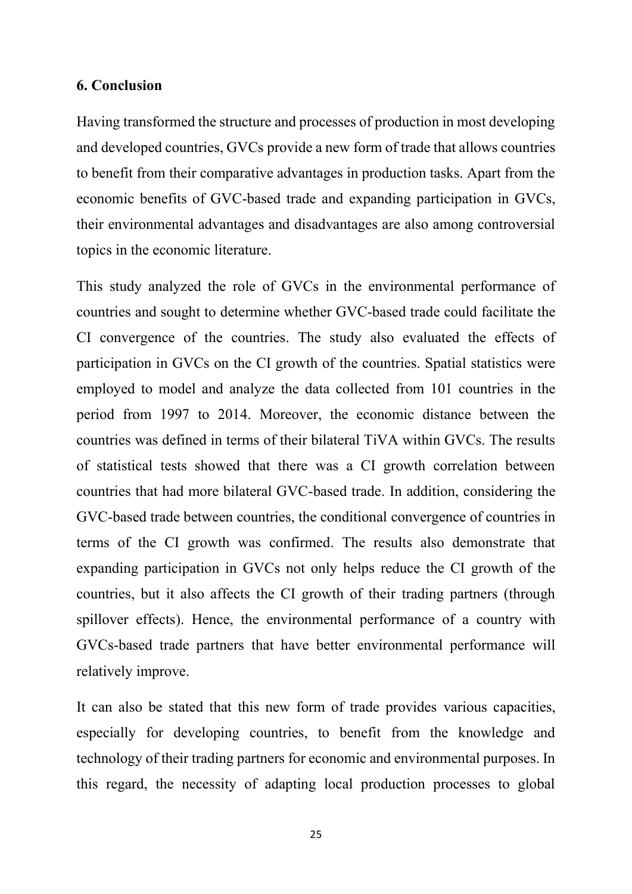## 6. Conclusion

Having transformed the structure and processes of production in most developing and developed countries, GVCs provide a new form of trade that allows countries to benefit from their comparative advantages in production tasks. Apart from the economic benefits of GVC-based trade and expanding participation in GVCs, their environmental advantages and disadvantages are also among controversial topics in the economic literature.

This study analyzed the role of GVCs in the environmental performance of countries and sought to determine whether GVC-based trade could facilitate the CI convergence of the countries. The study also evaluated the effects of participation in GVCs on the CI growth of the countries. Spatial statistics were employed to model and analyze the data collected from 101 countries in the period from 1997 to 2014. Moreover, the economic distance between the countries was defined in terms of their bilateral TiVA within GVCs. The results of statistical tests showed that there was a CI growth correlation between countries that had more bilateral GVC-based trade. In addition, considering the GVC-based trade between countries, the conditional convergence of countries in terms of the CI growth was confirmed. The results also demonstrate that expanding participation in GVCs not only helps reduce the CI growth of the countries, but it also affects the CI growth of their trading partners (through spillover effects). Hence, the environmental performance of a country with GVCs-based trade partners that have better environmental performance will relatively improve.

It can also be stated that this new form of trade provides various capacities, especially for developing countries, to benefit from the knowledge and technology of their trading partners for economic and environmental purposes. In this regard, the necessity of adapting local production processes to global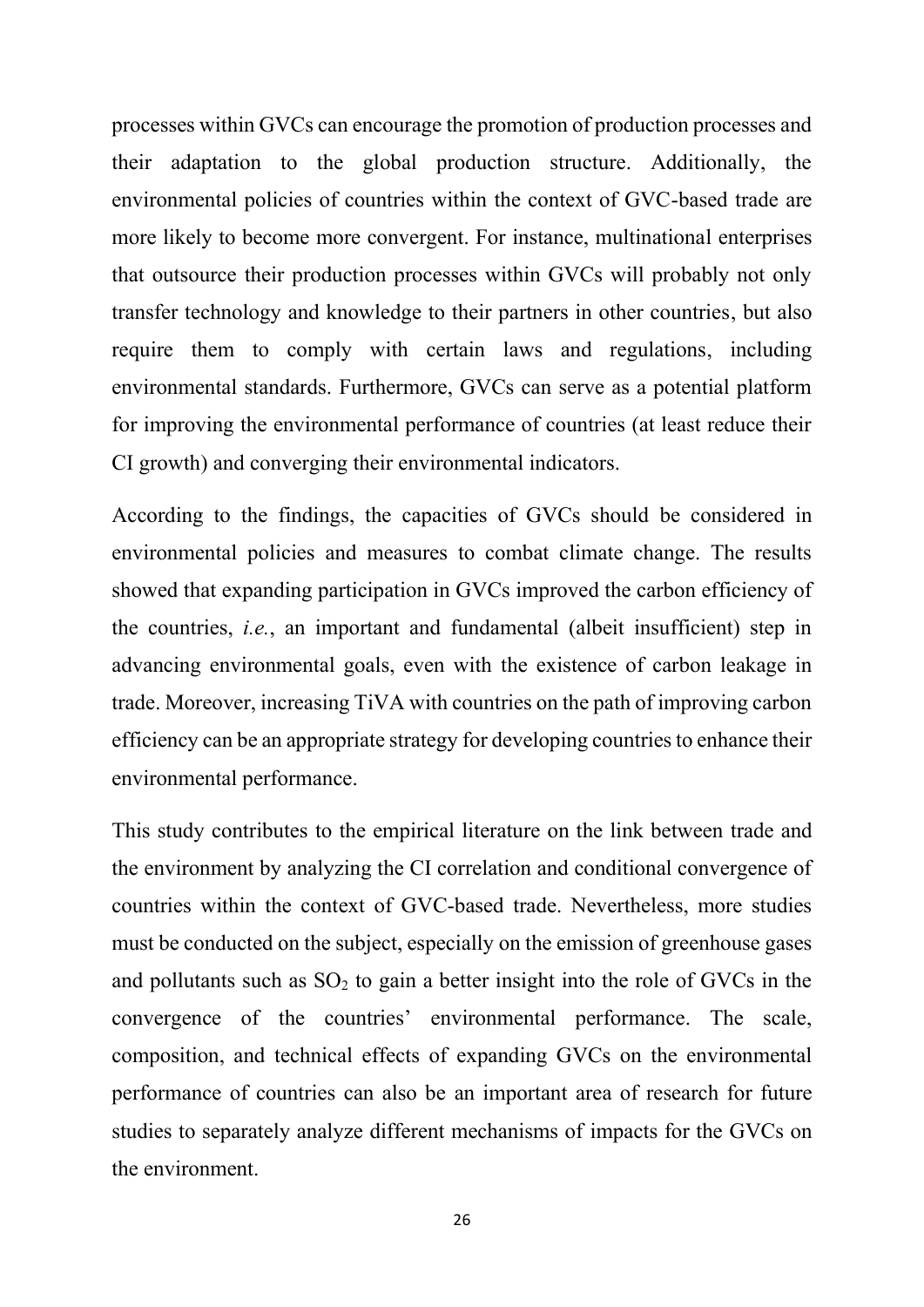processes within GVCs can encourage the promotion of production processes and their adaptation to the global production structure. Additionally, the environmental policies of countries within the context of GVC-based trade are more likely to become more convergent. For instance, multinational enterprises that outsource their production processes within GVCs will probably not only transfer technology and knowledge to their partners in other countries, but also require them to comply with certain laws and regulations, including environmental standards. Furthermore, GVCs can serve as a potential platform for improving the environmental performance of countries (at least reduce their CI growth) and converging their environmental indicators.

According to the findings, the capacities of GVCs should be considered in environmental policies and measures to combat climate change. The results showed that expanding participation in GVCs improved the carbon efficiency of the countries, *i.e.*, an important and fundamental (albeit insufficient) step in advancing environmental goals, even with the existence of carbon leakage in trade. Moreover, increasing TiVA with countries on the path of improving carbon efficiency can be an appropriate strategy for developing countries to enhance their environmental performance.

This study contributes to the empirical literature on the link between trade and the environment by analyzing the CI correlation and conditional convergence of countries within the context of GVC-based trade. Nevertheless, more studies must be conducted on the subject, especially on the emission of greenhouse gases and pollutants such as $SO_2$ to gain a better insight into the role of GVCs in the convergence of the countries' environmental performance. The scale, composition, and technical effects of expanding GVCs on the environmental performance of countries can also be an important area of research for future studies to separately analyze different mechanisms of impacts for the GVCs on the environment.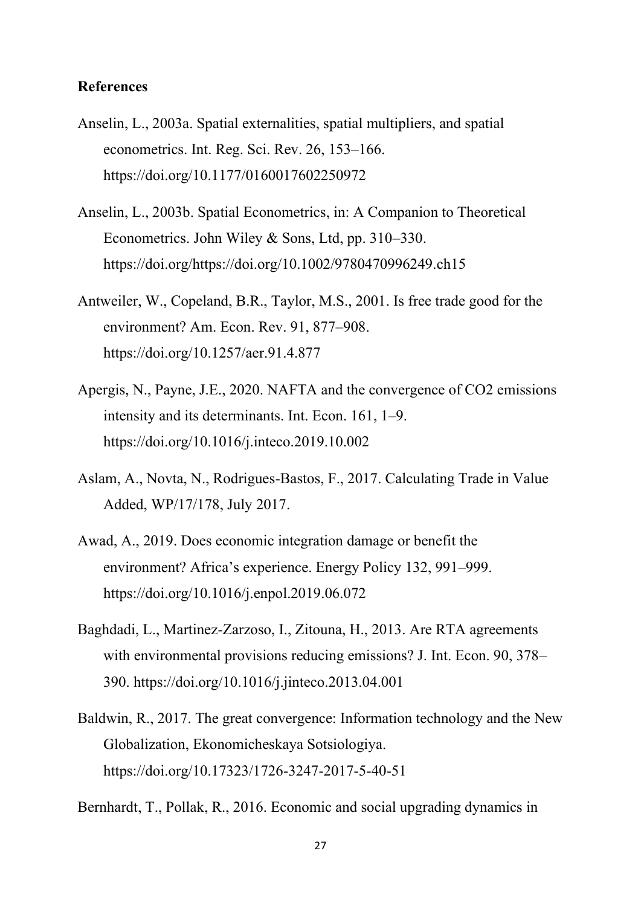**References**

Anselin, L., 2003a. Spatial externalities, spatial multipliers, and spatial econometrics. Int. Reg. Sci. Rev. 26, 153–166. https://doi.org/10.1177/0160017602250972

Anselin, L., 2003b. Spatial Econometrics, in: A Companion to Theoretical Econometrics. John Wiley & Sons, Ltd, pp. 310–330. https://doi.org/https://doi.org/10.1002/9780470996249.ch15

Antweiler, W., Copeland, B.R., Taylor, M.S., 2001. Is free trade good for the environment? Am. Econ. Rev. 91, 877–908. https://doi.org/10.1257/aer.91.4.877

Apergis, N., Payne, J.E., 2020. NAFTA and the convergence of CO2 emissions intensity and its determinants. Int. Econ. 161, 1–9. https://doi.org/10.1016/j.inteco.2019.10.002

Aslam, A., Novta, N., Rodrigues-Bastos, F., 2017. Calculating Trade in Value Added, WP/17/178, July 2017.

Awad, A., 2019. Does economic integration damage or benefit the environment? Africa's experience. Energy Policy 132, 991–999. https://doi.org/10.1016/j.enpol.2019.06.072

Baghdadi, L., Martinez-Zarzoso, I., Zitouna, H., 2013. Are RTA agreements with environmental provisions reducing emissions? J. Int. Econ. 90, 378–390. https://doi.org/10.1016/j.jinteco.2013.04.001

Baldwin, R., 2017. The great convergence: Information technology and the New Globalization, Ekonomicheskaya Sotsiologiya. https://doi.org/10.17323/1726-3247-2017-5-40-51

Bernhardt, T., Pollak, R., 2016. Economic and social upgrading dynamics in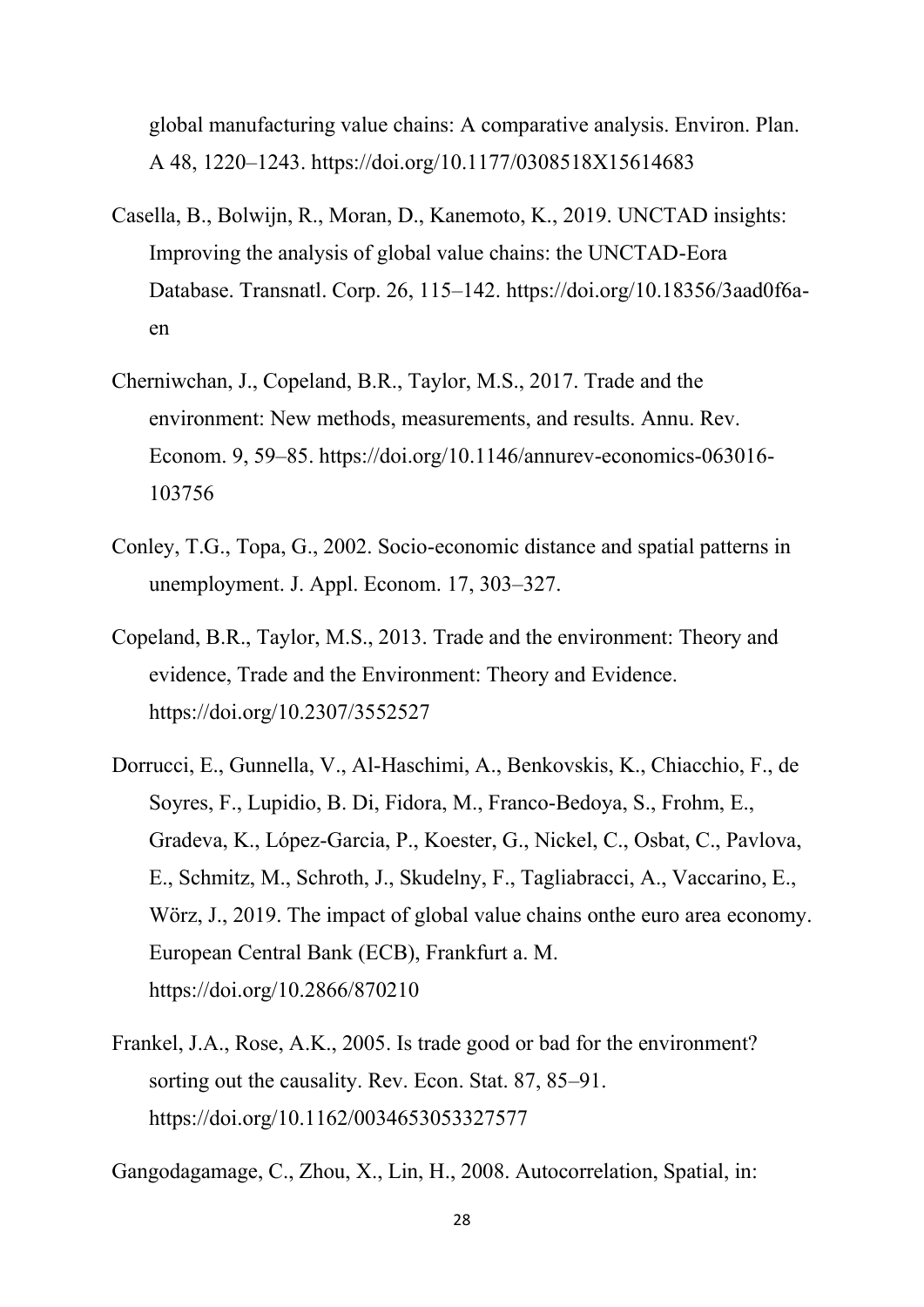global manufacturing value chains: A comparative analysis. Environ. Plan. A 48, 1220–1243. https://doi.org/10.1177/0308518X15614683

Casella, B., Bolwijn, R., Moran, D., Kanemoto, K., 2019. UNCTAD insights: Improving the analysis of global value chains: the UNCTAD-Eora Database. Transnatl. Corp. 26, 115–142. https://doi.org/10.18356/3aad0f6a-en

Cherniwchan, J., Copeland, B.R., Taylor, M.S., 2017. Trade and the environment: New methods, measurements, and results. Annu. Rev. Econom. 9, 59–85. https://doi.org/10.1146/annurev-economics-063016-103756

Conley, T.G., Topa, G., 2002. Socio-economic distance and spatial patterns in unemployment. J. Appl. Econom. 17, 303–327.

Copeland, B.R., Taylor, M.S., 2013. Trade and the environment: Theory and evidence, Trade and the Environment: Theory and Evidence. https://doi.org/10.2307/3552527

Dorrucci, E., Gunnella, V., Al-Haschimi, A., Benkovskis, K., Chiacchio, F., de Soyres, F., Lupidio, B. Di, Fidora, M., Franco-Bedoya, S., Frohm, E., Gradeva, K., López-Garcia, P., Koester, G., Nickel, C., Osbat, C., Pavlova, E., Schmitz, M., Schroth, J., Skudelny, F., Tagliabracci, A., Vaccarino, E., Wörz, J., 2019. The impact of global value chains onthe euro area economy. European Central Bank (ECB), Frankfurt a. M. https://doi.org/10.2866/870210

Frankel, J.A., Rose, A.K., 2005. Is trade good or bad for the environment? sorting out the causality. Rev. Econ. Stat. 87, 85–91. https://doi.org/10.1162/0034653053327577

Gangodagamage, C., Zhou, X., Lin, H., 2008. Autocorrelation, Spatial, in: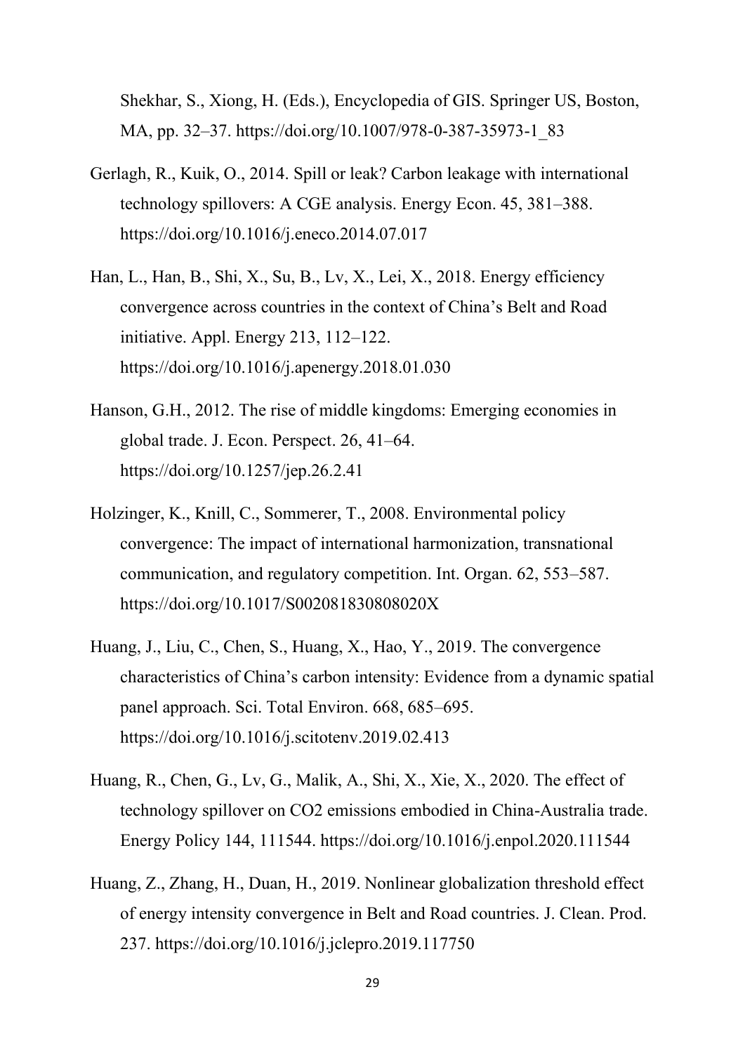Shekhar, S., Xiong, H. (Eds.), Encyclopedia of GIS. Springer US, Boston, MA, pp. 32–37. https://doi.org/10.1007/978-0-387-35973-1_83

Gerlagh, R., Kuik, O., 2014. Spill or leak? Carbon leakage with international technology spillovers: A CGE analysis. Energy Econ. 45, 381–388. https://doi.org/10.1016/j.eneco.2014.07.017

Han, L., Han, B., Shi, X., Su, B., Lv, X., Lei, X., 2018. Energy efficiency convergence across countries in the context of China's Belt and Road initiative. Appl. Energy 213, 112–122. https://doi.org/10.1016/j.apenergy.2018.01.030

Hanson, G.H., 2012. The rise of middle kingdoms: Emerging economies in global trade. J. Econ. Perspect. 26, 41–64. https://doi.org/10.1257/jep.26.2.41

Holzinger, K., Knill, C., Sommerer, T., 2008. Environmental policy convergence: The impact of international harmonization, transnational communication, and regulatory competition. Int. Organ. 62, 553–587. https://doi.org/10.1017/S002081830808020X

Huang, J., Liu, C., Chen, S., Huang, X., Hao, Y., 2019. The convergence characteristics of China's carbon intensity: Evidence from a dynamic spatial panel approach. Sci. Total Environ. 668, 685–695. https://doi.org/10.1016/j.scitotenv.2019.02.413

Huang, R., Chen, G., Lv, G., Malik, A., Shi, X., Xie, X., 2020. The effect of technology spillover on CO2 emissions embodied in China-Australia trade. Energy Policy 144, 111544. https://doi.org/10.1016/j.enpol.2020.111544

Huang, Z., Zhang, H., Duan, H., 2019. Nonlinear globalization threshold effect of energy intensity convergence in Belt and Road countries. J. Clean. Prod. 237. https://doi.org/10.1016/j.jclepro.2019.117750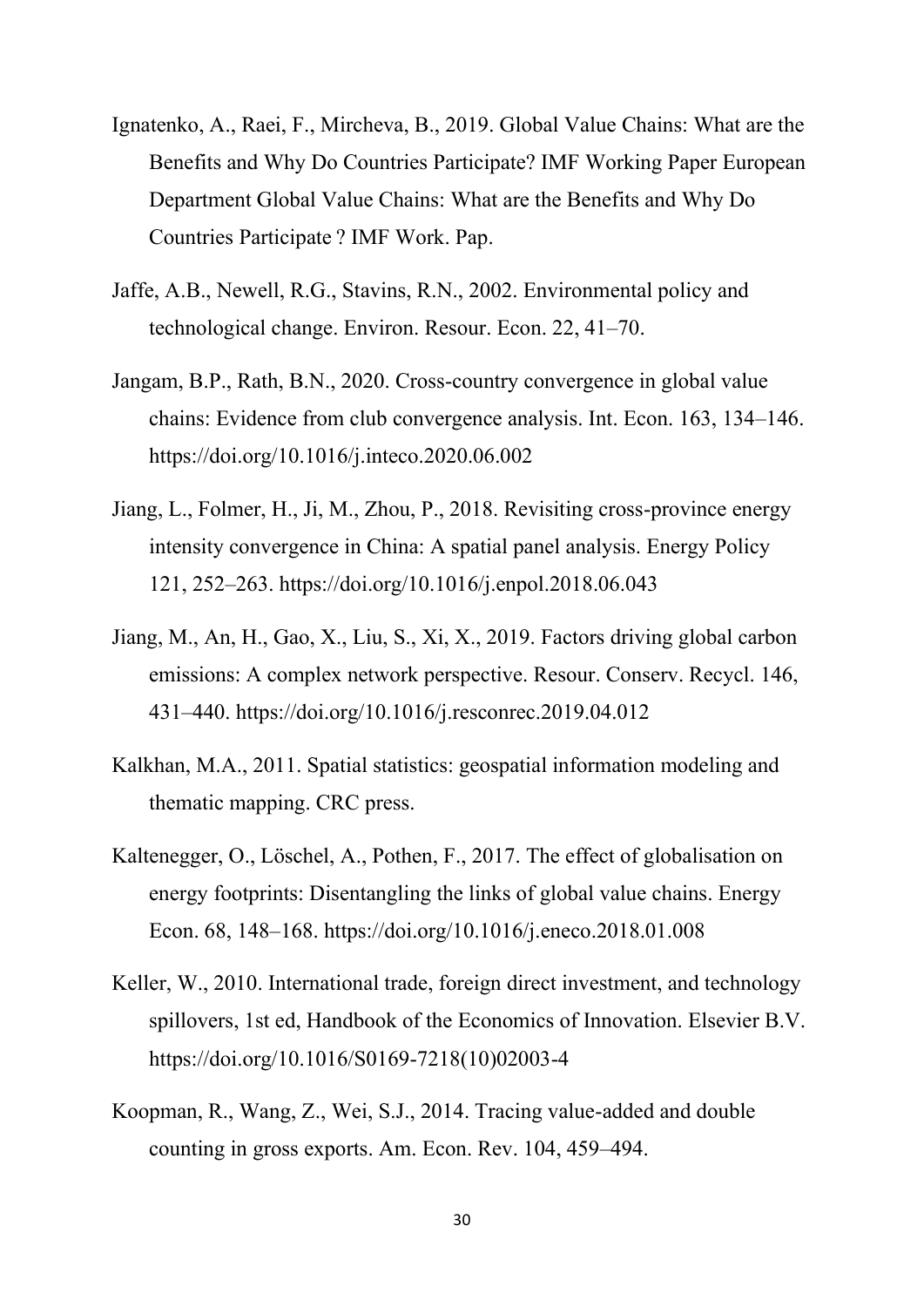Ignatenko, A., Raei, F., Mircheva, B., 2019. Global Value Chains: What are the Benefits and Why Do Countries Participate? IMF Working Paper European Department Global Value Chains: What are the Benefits and Why Do Countries Participate ? IMF Work. Pap.

Jaffe, A.B., Newell, R.G., Stavins, R.N., 2002. Environmental policy and technological change. Environ. Resour. Econ. 22, 41–70.

Jangam, B.P., Rath, B.N., 2020. Cross-country convergence in global value chains: Evidence from club convergence analysis. Int. Econ. 163, 134–146. https://doi.org/10.1016/j.inteco.2020.06.002

Jiang, L., Folmer, H., Ji, M., Zhou, P., 2018. Revisiting cross-province energy intensity convergence in China: A spatial panel analysis. Energy Policy 121, 252–263. https://doi.org/10.1016/j.enpol.2018.06.043

Jiang, M., An, H., Gao, X., Liu, S., Xi, X., 2019. Factors driving global carbon emissions: A complex network perspective. Resour. Conserv. Recycl. 146, 431–440. https://doi.org/10.1016/j.resconrec.2019.04.012

Kalkhan, M.A., 2011. Spatial statistics: geospatial information modeling and thematic mapping. CRC press.

Kaltenegger, O., Löschel, A., Pothen, F., 2017. The effect of globalisation on energy footprints: Disentangling the links of global value chains. Energy Econ. 68, 148–168. https://doi.org/10.1016/j.eneco.2018.01.008

Keller, W., 2010. International trade, foreign direct investment, and technology spillovers, 1st ed, Handbook of the Economics of Innovation. Elsevier B.V. https://doi.org/10.1016/S0169-7218(10)02003-4

Koopman, R., Wang, Z., Wei, S.J., 2014. Tracing value-added and double counting in gross exports. Am. Econ. Rev. 104, 459–494.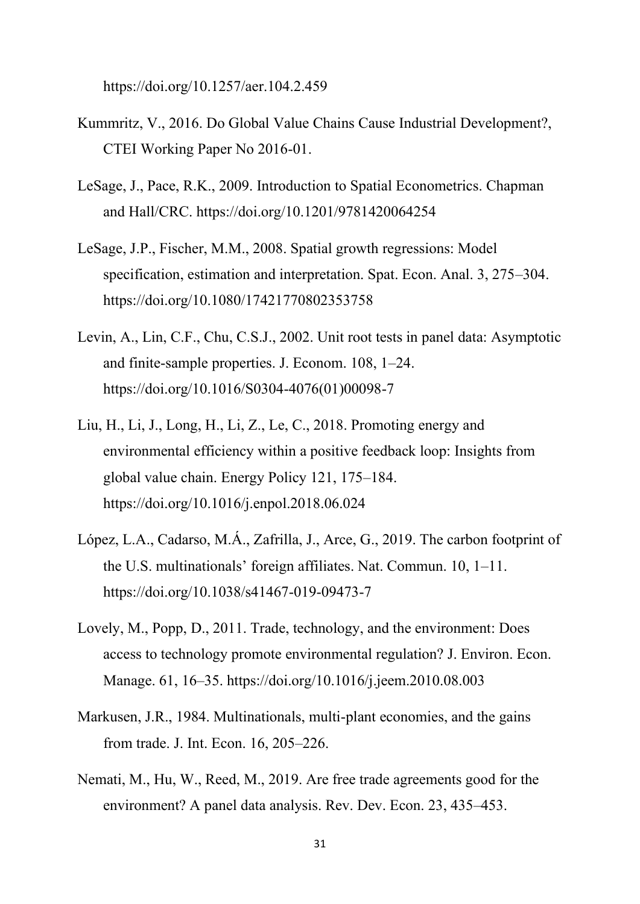https://doi.org/10.1257/aer.104.2.459

Kummritz, V., 2016. Do Global Value Chains Cause Industrial Development?, CTEI Working Paper No 2016-01.

LeSage, J., Pace, R.K., 2009. Introduction to Spatial Econometrics. Chapman and Hall/CRC. https://doi.org/10.1201/9781420064254

LeSage, J.P., Fischer, M.M., 2008. Spatial growth regressions: Model specification, estimation and interpretation. Spat. Econ. Anal. 3, 275–304. https://doi.org/10.1080/17421770802353758

Levin, A., Lin, C.F., Chu, C.S.J., 2002. Unit root tests in panel data: Asymptotic and finite-sample properties. J. Econom. 108, 1–24. https://doi.org/10.1016/S0304-4076(01)00098-7

Liu, H., Li, J., Long, H., Li, Z., Le, C., 2018. Promoting energy and environmental efficiency within a positive feedback loop: Insights from global value chain. Energy Policy 121, 175–184. https://doi.org/10.1016/j.enpol.2018.06.024

López, L.A., Cadarso, M.Á., Zafrilla, J., Arce, G., 2019. The carbon footprint of the U.S. multinationals' foreign affiliates. Nat. Commun. 10, 1–11. https://doi.org/10.1038/s41467-019-09473-7

Lovely, M., Popp, D., 2011. Trade, technology, and the environment: Does access to technology promote environmental regulation? J. Environ. Econ. Manage. 61, 16–35. https://doi.org/10.1016/j.jeem.2010.08.003

Markusen, J.R., 1984. Multinationals, multi-plant economies, and the gains from trade. J. Int. Econ. 16, 205–226.

Nemati, M., Hu, W., Reed, M., 2019. Are free trade agreements good for the environment? A panel data analysis. Rev. Dev. Econ. 23, 435–453.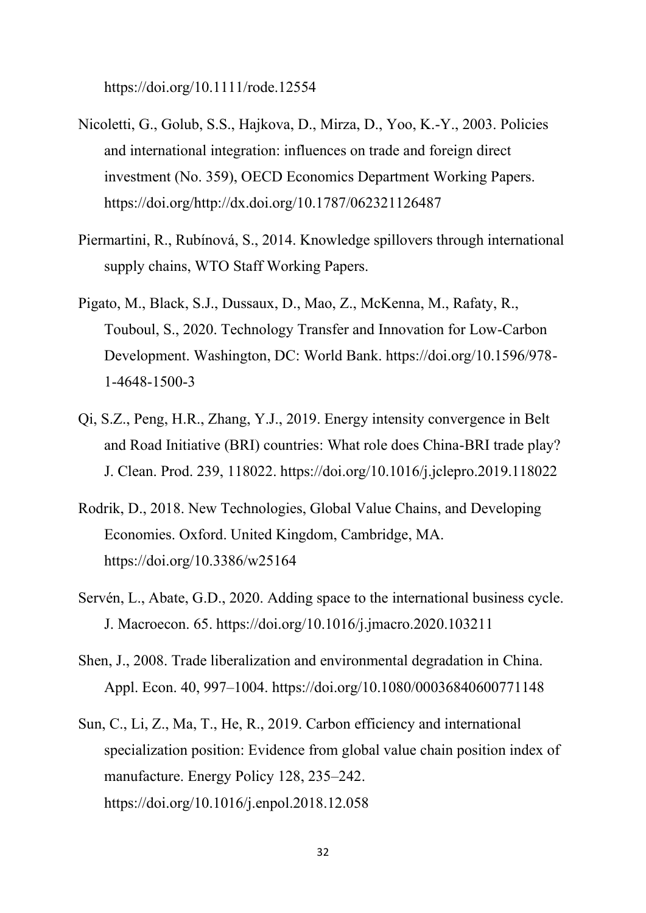https://doi.org/10.1111/rode.12554

Nicoletti, G., Golub, S.S., Hajkova, D., Mirza, D., Yoo, K.-Y., 2003. Policies and international integration: influences on trade and foreign direct investment (No. 359), OECD Economics Department Working Papers. https://doi.org/http://dx.doi.org/10.1787/062321126487

Piermartini, R., Rubínová, S., 2014. Knowledge spillovers through international supply chains, WTO Staff Working Papers.

Pigato, M., Black, S.J., Dussaux, D., Mao, Z., McKenna, M., Rafaty, R., Touboul, S., 2020. Technology Transfer and Innovation for Low-Carbon Development. Washington, DC: World Bank. https://doi.org/10.1596/978-1-4648-1500-3

Qi, S.Z., Peng, H.R., Zhang, Y.J., 2019. Energy intensity convergence in Belt and Road Initiative (BRI) countries: What role does China-BRI trade play? J. Clean. Prod. 239, 118022. https://doi.org/10.1016/j.jclepro.2019.118022

Rodrik, D., 2018. New Technologies, Global Value Chains, and Developing Economies. Oxford. United Kingdom, Cambridge, MA. https://doi.org/10.3386/w25164

Servén, L., Abate, G.D., 2020. Adding space to the international business cycle. J. Macroecon. 65. https://doi.org/10.1016/j.jmacro.2020.103211

Shen, J., 2008. Trade liberalization and environmental degradation in China. Appl. Econ. 40, 997–1004. https://doi.org/10.1080/00036840600771148

Sun, C., Li, Z., Ma, T., He, R., 2019. Carbon efficiency and international specialization position: Evidence from global value chain position index of manufacture. Energy Policy 128, 235–242. https://doi.org/10.1016/j.enpol.2018.12.058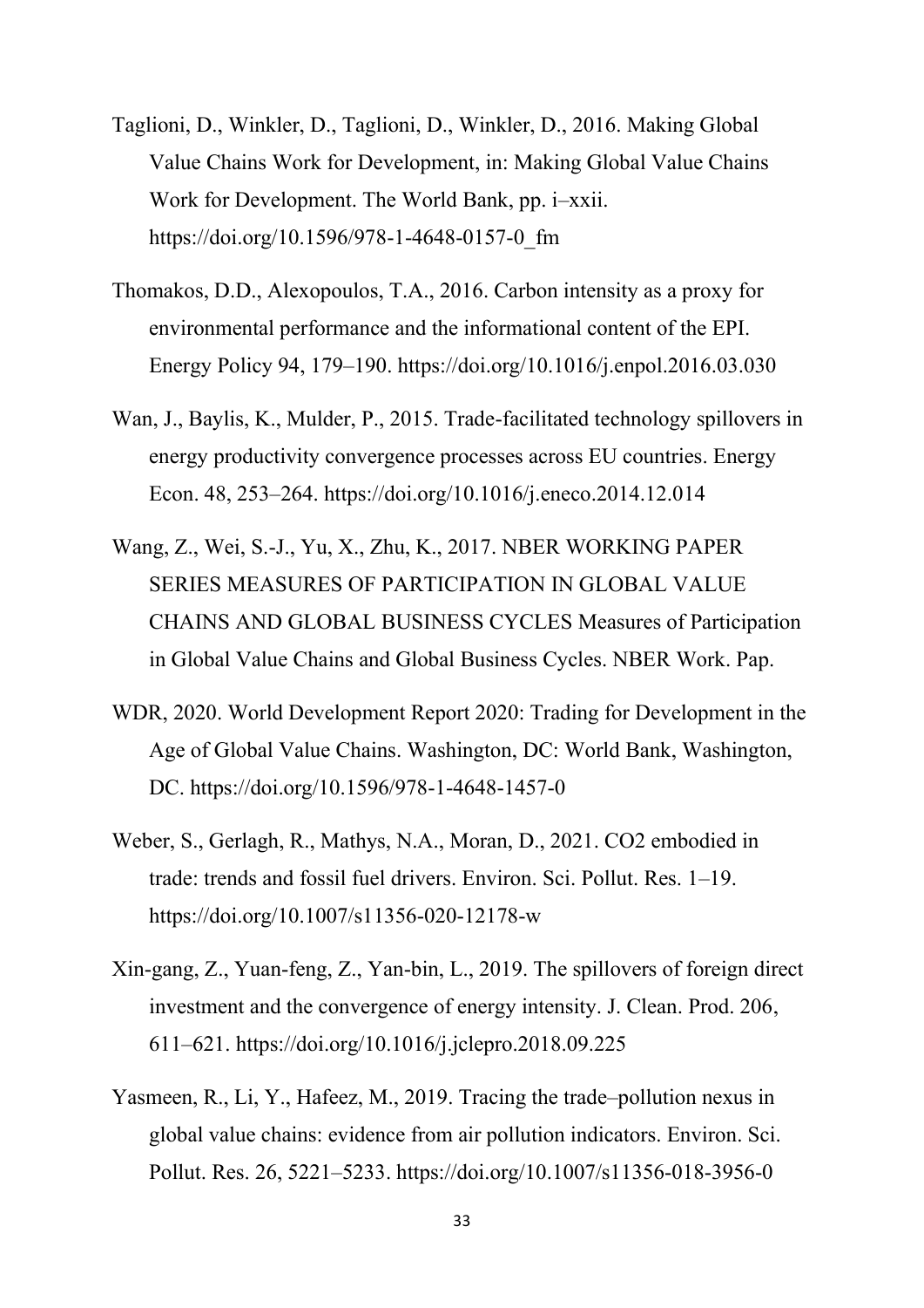Taglioni, D., Winkler, D., Taglioni, D., Winkler, D., 2016. Making Global Value Chains Work for Development, in: Making Global Value Chains Work for Development. The World Bank, pp. i–xxii. https://doi.org/10.1596/978-1-4648-0157-0_fm

Thomakos, D.D., Alexopoulos, T.A., 2016. Carbon intensity as a proxy for environmental performance and the informational content of the EPI. Energy Policy 94, 179–190. https://doi.org/10.1016/j.enpol.2016.03.030

Wan, J., Baylis, K., Mulder, P., 2015. Trade-facilitated technology spillovers in energy productivity convergence processes across EU countries. Energy Econ. 48, 253–264. https://doi.org/10.1016/j.eneco.2014.12.014

Wang, Z., Wei, S.-J., Yu, X., Zhu, K., 2017. NBER WORKING PAPER SERIES MEASURES OF PARTICIPATION IN GLOBAL VALUE CHAINS AND GLOBAL BUSINESS CYCLES Measures of Participation in Global Value Chains and Global Business Cycles. NBER Work. Pap.

WDR, 2020. World Development Report 2020: Trading for Development in the Age of Global Value Chains. Washington, DC: World Bank, Washington, DC. https://doi.org/10.1596/978-1-4648-1457-0

Weber, S., Gerlagh, R., Mathys, N.A., Moran, D., 2021. CO2 embodied in trade: trends and fossil fuel drivers. Environ. Sci. Pollut. Res. 1–19. https://doi.org/10.1007/s11356-020-12178-w

Xin-gang, Z., Yuan-feng, Z., Yan-bin, L., 2019. The spillovers of foreign direct investment and the convergence of energy intensity. J. Clean. Prod. 206, 611–621. https://doi.org/10.1016/j.jclepro.2018.09.225

Yasmeen, R., Li, Y., Hafeez, M., 2019. Tracing the trade–pollution nexus in global value chains: evidence from air pollution indicators. Environ. Sci. Pollut. Res. 26, 5221–5233. https://doi.org/10.1007/s11356-018-3956-0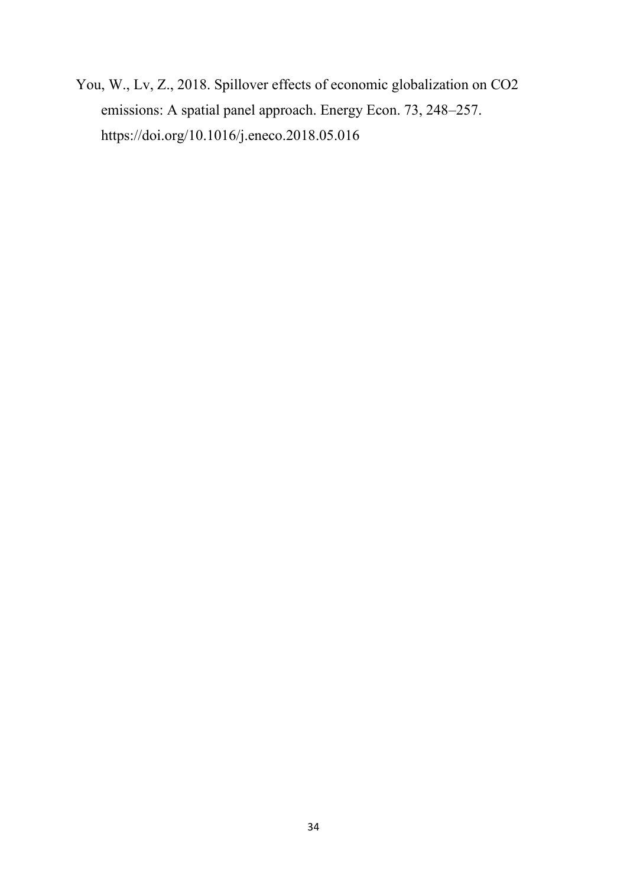You, W., Lv, Z., 2018. Spillover effects of economic globalization on $CO_2$ emissions: A spatial panel approach. Energy Econ. 73, 248–257. https://doi.org/10.1016/j.eneco.2018.05.016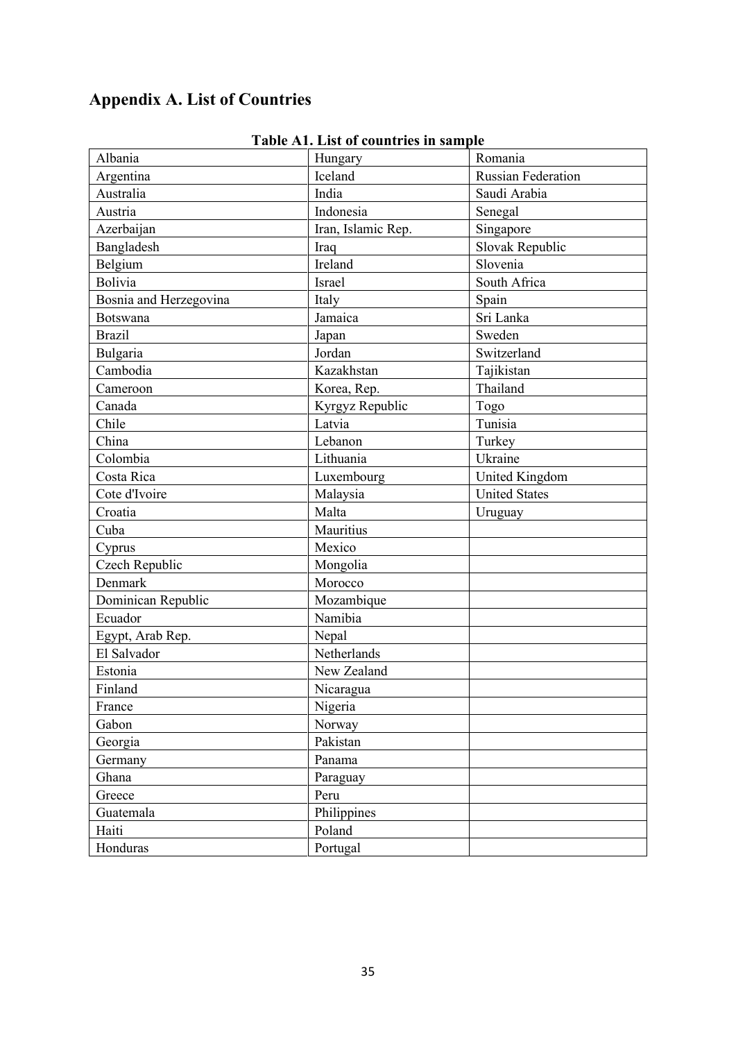## Appendix A. List of Countries

**Table A1. List of countries in sample**

| | | |
|---|---|---|
| Albania | Hungary | Romania |
| Argentina | Iceland | Russian Federation |
| Australia | India | Saudi Arabia |
| Austria | Indonesia | Senegal |
| Azerbaijan | Iran, Islamic Rep. | Singapore |
| Bangladesh | Iraq | Slovak Republic |
| Belgium | Ireland | Slovenia |
| Bolivia | Israel | South Africa |
| Bosnia and Herzegovina | Italy | Spain |
| Botswana | Jamaica | Sri Lanka |
| Brazil | Japan | Sweden |
| Bulgaria | Jordan | Switzerland |
| Cambodia | Kazakhstan | Tajikistan |
| Cameroon | Korea, Rep. | Thailand |
| Canada | Kyrgyz Republic | Togo |
| Chile | Latvia | Tunisia |
| China | Lebanon | Turkey |
| Colombia | Lithuania | Ukraine |
| Costa Rica | Luxembourg | United Kingdom |
| Cote d'Ivoire | Malaysia | United States |
| Croatia | Malta | Uruguay |
| Cuba | Mauritius | |
| Cyprus | Mexico | |
| Czech Republic | Mongolia | |
| Denmark | Morocco | |
| Dominican Republic | Mozambique | |
| Ecuador | Namibia | |
| Egypt, Arab Rep. | Nepal | |
| El Salvador | Netherlands | |
| Estonia | New Zealand | |
| Finland | Nicaragua | |
| France | Nigeria | |
| Gabon | Norway | |
| Georgia | Pakistan | |
| Germany | Panama | |
| Ghana | Paraguay | |
| Greece | Peru | |
| Guatemala | Philippines | |
| Haiti | Poland | |
| Honduras | Portugal | |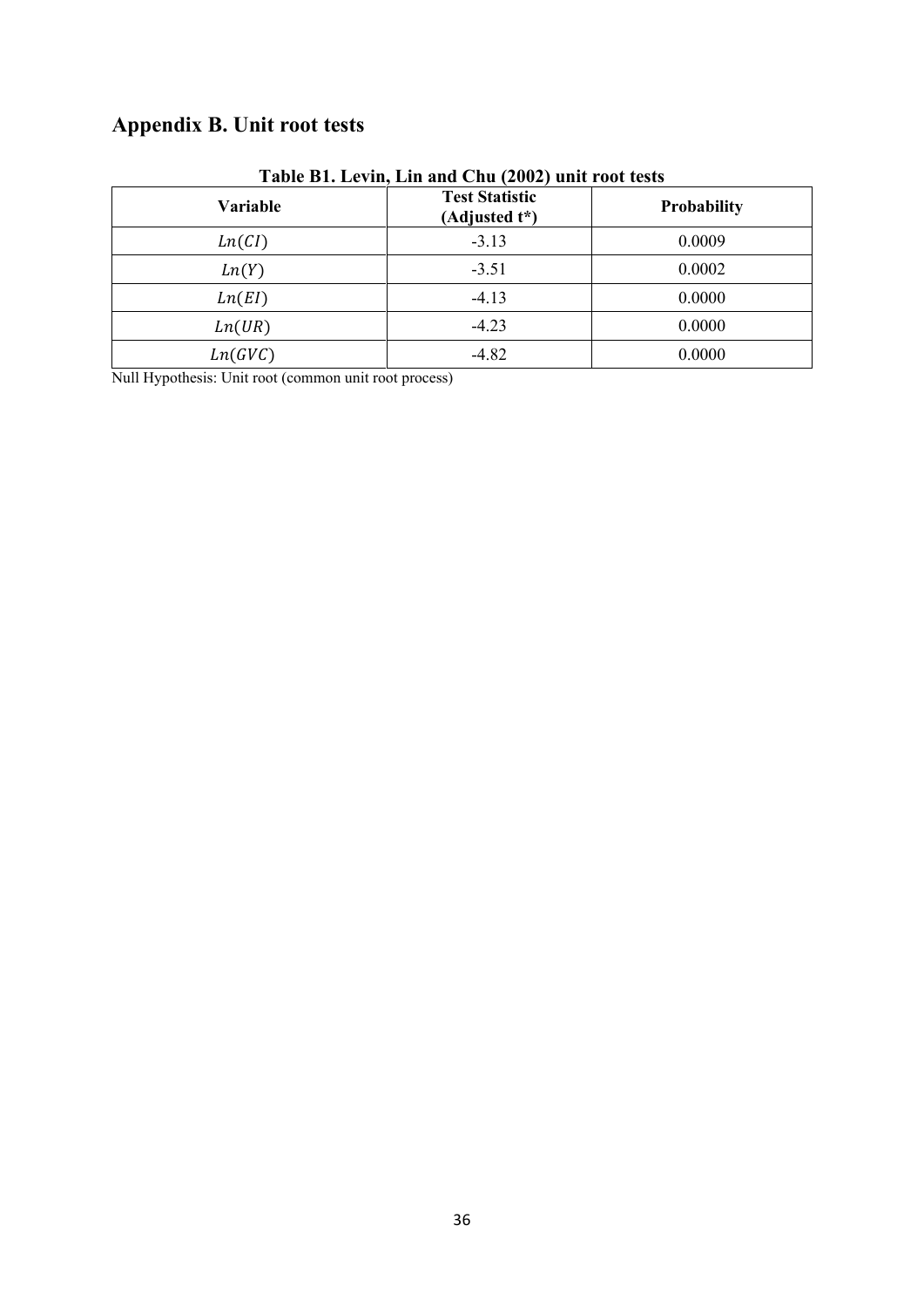## Appendix B. Unit root tests

**Table B1. Levin, Lin and Chu (2002) unit root tests**

| Variable | Test Statistic (Adjusted t*) | Probability |
|---|---|---|
| $Ln(CI)$ | -3.13 | 0.0009 |
| $Ln(Y)$ | -3.51 | 0.0002 |
| $Ln(EI)$ | -4.13 | 0.0000 |
| $Ln(UR)$ | -4.23 | 0.0000 |
| $Ln(GVC)$ | -4.82 | 0.0000 |

Null Hypothesis: Unit root (common unit root process)